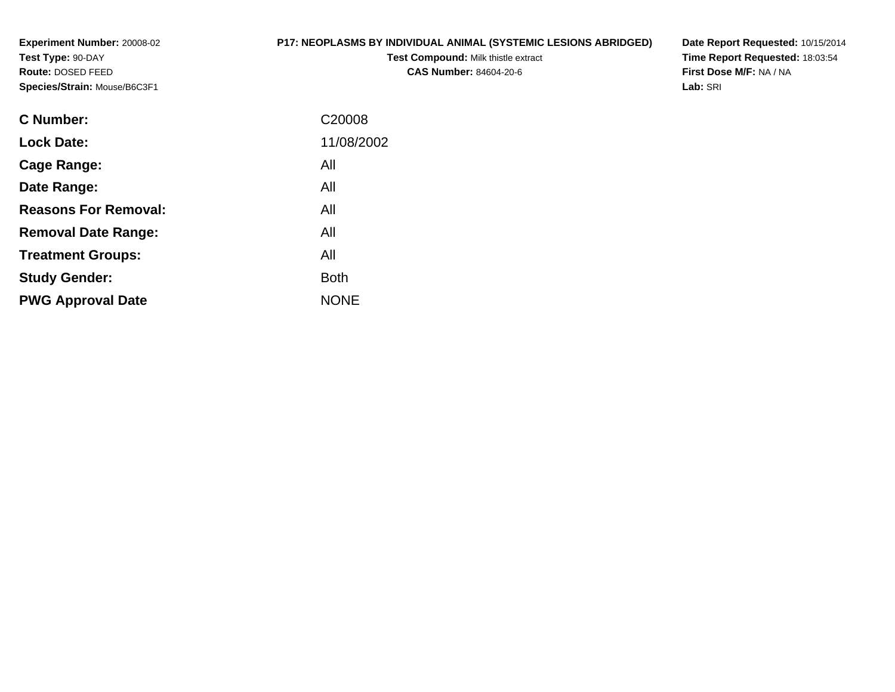**Experiment Number:** 20008-02
**Test Type:** 90-DAY
**Route:** DOSED FEED
**Species/Strain:** Mouse/B6C3F1

**P17: NEOPLASMS BY INDIVIDUAL ANIMAL (SYSTEMIC LESIONS ABRIDGED)**
**Test Compound:** Milk thistle extract
**CAS Number:** 84604-20-6

**Date Report Requested:** 10/15/2014
**Time Report Requested:** 18:03:54
**First Dose M/F:** NA / NA
**Lab:** SRI

| | |
|---|---|
| **C Number:** | C20008 |
| **Lock Date:** | 11/08/2002 |
| **Cage Range:** | All |
| **Date Range:** | All |
| **Reasons For Removal:** | All |
| **Removal Date Range:** | All |
| **Treatment Groups:** | All |
| **Study Gender:** | Both |
| **PWG Approval Date** | NONE |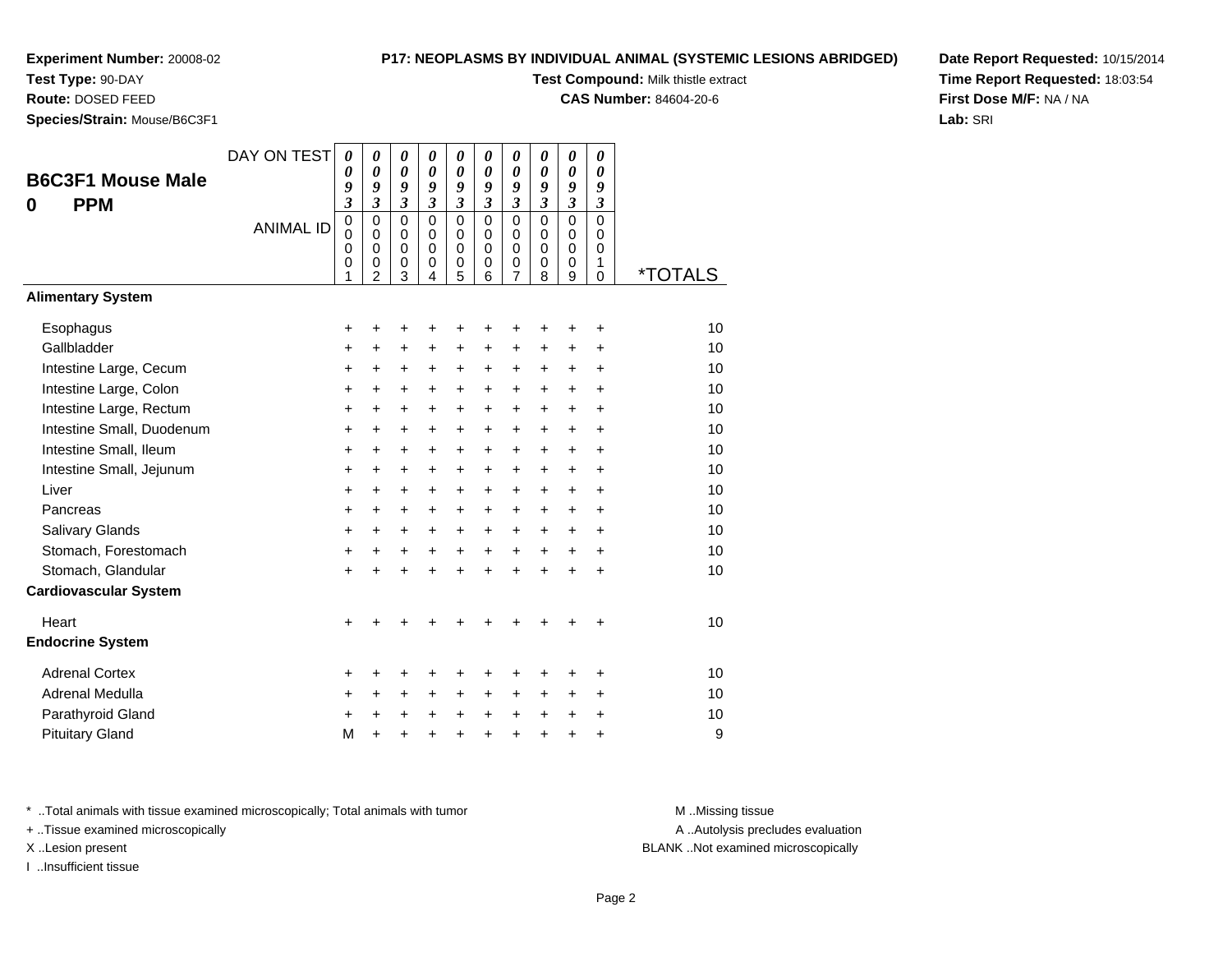**Experiment Number:** 20008-02
**Test Type:** 90-DAY
**Route:** DOSED FEED
**Species/Strain:** Mouse/B6C3F1

**P17: NEOPLASMS BY INDIVIDUAL ANIMAL (SYSTEMIC LESIONS ABRIDGED)**
**Test Compound:** Milk thistle extract
**CAS Number:** 84604-20-6

**Date Report Requested:** 10/15/2014
**Time Report Requested:** 18:03:54
**First Dose M/F:** NA / NA
**Lab:** SRI

## B6C3F1 Mouse Male
## 0 PPM

| DAY ON TEST | 0093 | 0093 | 0093 | 0093 | 0093 | 0093 | 0093 | 0093 | 0093 | 0093 | |
|---|---|---|---|---|---|---|---|---|---|---|---|
| ANIMAL ID | 00001 | 00002 | 00003 | 00004 | 00005 | 00006 | 00007 | 00008 | 00009 | 00010 | *TOTALS |
| **Alimentary System** | | | | | | | | | | | |
| Esophagus | + | + | + | + | + | + | + | + | + | + | 10 |
| Gallbladder | + | + | + | + | + | + | + | + | + | + | 10 |
| Intestine Large, Cecum | + | + | + | + | + | + | + | + | + | + | 10 |
| Intestine Large, Colon | + | + | + | + | + | + | + | + | + | + | 10 |
| Intestine Large, Rectum | + | + | + | + | + | + | + | + | + | + | 10 |
| Intestine Small, Duodenum | + | + | + | + | + | + | + | + | + | + | 10 |
| Intestine Small, Ileum | + | + | + | + | + | + | + | + | + | + | 10 |
| Intestine Small, Jejunum | + | + | + | + | + | + | + | + | + | + | 10 |
| Liver | + | + | + | + | + | + | + | + | + | + | 10 |
| Pancreas | + | + | + | + | + | + | + | + | + | + | 10 |
| Salivary Glands | + | + | + | + | + | + | + | + | + | + | 10 |
| Stomach, Forestomach | + | + | + | + | + | + | + | + | + | + | 10 |
| Stomach, Glandular | + | + | + | + | + | + | + | + | + | + | 10 |
| **Cardiovascular System** | | | | | | | | | | | |
| Heart | + | + | + | + | + | + | + | + | + | + | 10 |
| **Endocrine System** | | | | | | | | | | | |
| Adrenal Cortex | + | + | + | + | + | + | + | + | + | + | 10 |
| Adrenal Medulla | + | + | + | + | + | + | + | + | + | + | 10 |
| Parathyroid Gland | + | + | + | + | + | + | + | + | + | + | 10 |
| Pituitary Gland | M | + | + | + | + | + | + | + | + | + | 9 |

* ..Total animals with tissue examined microscopically; Total animals with tumor
+ ..Tissue examined microscopically
X ..Lesion present
I ..Insufficient tissue

M ..Missing tissue
A ..Autolysis precludes evaluation
BLANK ..Not examined microscopically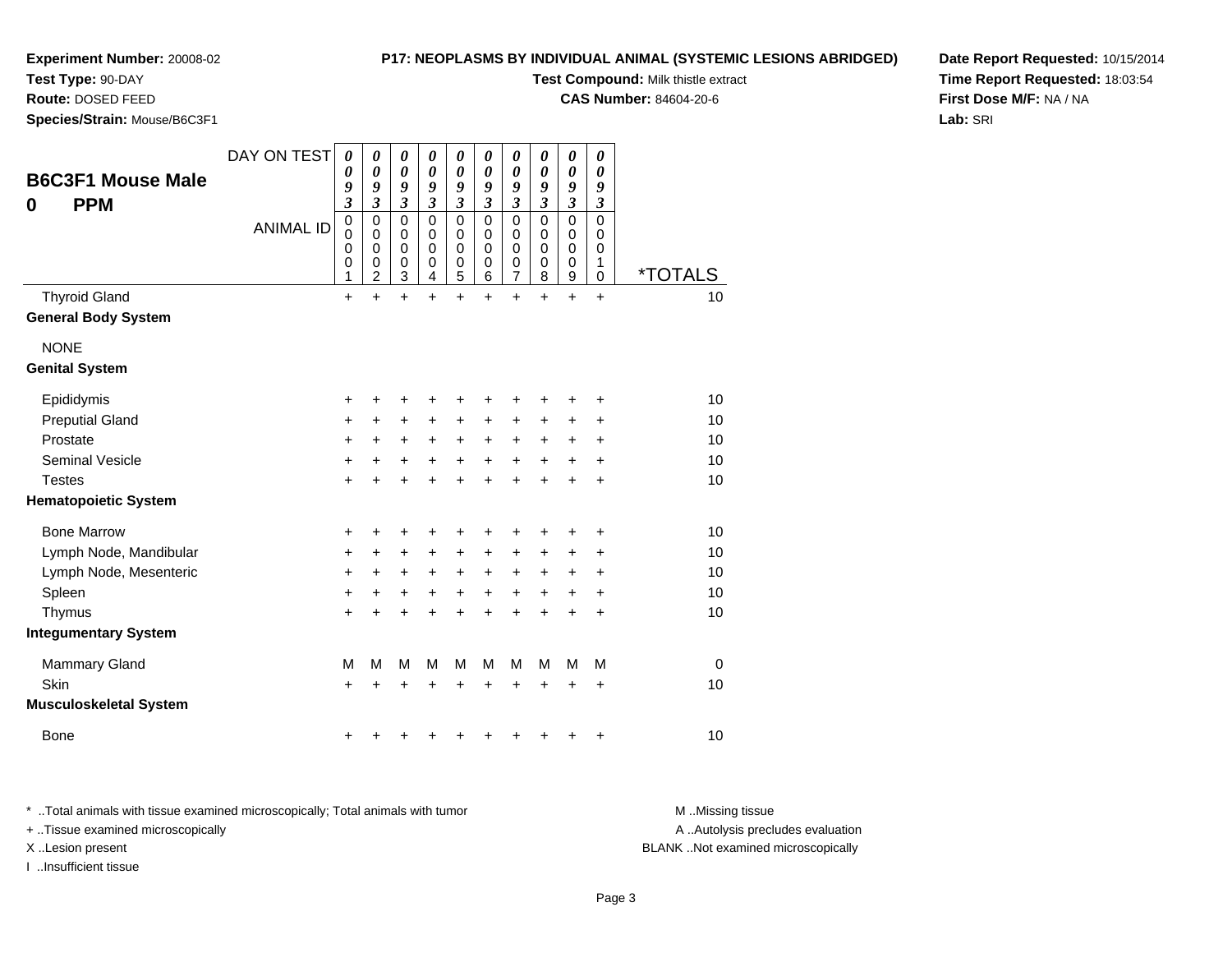**Experiment Number:** 20008-02
**Test Type:** 90-DAY
**Route:** DOSED FEED
**Species/Strain:** Mouse/B6C3F1

**P17: NEOPLASMS BY INDIVIDUAL ANIMAL (SYSTEMIC LESIONS ABRIDGED)**
**Test Compound:** Milk thistle extract
**CAS Number:** 84604-20-6

**Date Report Requested:** 10/15/2014
**Time Report Requested:** 18:03:54
**First Dose M/F:** NA / NA
**Lab:** SRI

## B6C3F1 Mouse Male
## 0 PPM

| DAY ON TEST | 0093 | 0093 | 0093 | 0093 | 0093 | 0093 | 0093 | 0093 | 0093 | 0093 | |
|---|---|---|---|---|---|---|---|---|---|---|---|
| ANIMAL ID | 00001 | 00002 | 00003 | 00004 | 00005 | 00006 | 00007 | 00008 | 00009 | 00010 | *TOTALS |
| Thyroid Gland | + | + | + | + | + | + | + | + | + | + | 10 |
| **General Body System** | | | | | | | | | | | |
| NONE | | | | | | | | | | | |
| **Genital System** | | | | | | | | | | | |
| Epididymis | + | + | + | + | + | + | + | + | + | + | 10 |
| Preputial Gland | + | + | + | + | + | + | + | + | + | + | 10 |
| Prostate | + | + | + | + | + | + | + | + | + | + | 10 |
| Seminal Vesicle | + | + | + | + | + | + | + | + | + | + | 10 |
| Testes | + | + | + | + | + | + | + | + | + | + | 10 |
| **Hematopoietic System** | | | | | | | | | | | |
| Bone Marrow | + | + | + | + | + | + | + | + | + | + | 10 |
| Lymph Node, Mandibular | + | + | + | + | + | + | + | + | + | + | 10 |
| Lymph Node, Mesenteric | + | + | + | + | + | + | + | + | + | + | 10 |
| Spleen | + | + | + | + | + | + | + | + | + | + | 10 |
| Thymus | + | + | + | + | + | + | + | + | + | + | 10 |
| **Integumentary System** | | | | | | | | | | | |
| Mammary Gland | M | M | M | M | M | M | M | M | M | M | 0 |
| Skin | + | + | + | + | + | + | + | + | + | + | 10 |
| **Musculoskeletal System** | | | | | | | | | | | |
| Bone | + | + | + | + | + | + | + | + | + | + | 10 |

\* ..Total animals with tissue examined microscopically; Total animals with tumor
\+ ..Tissue examined microscopically
X ..Lesion present
I ..Insufficient tissue

M ..Missing tissue
A ..Autolysis precludes evaluation
BLANK ..Not examined microscopically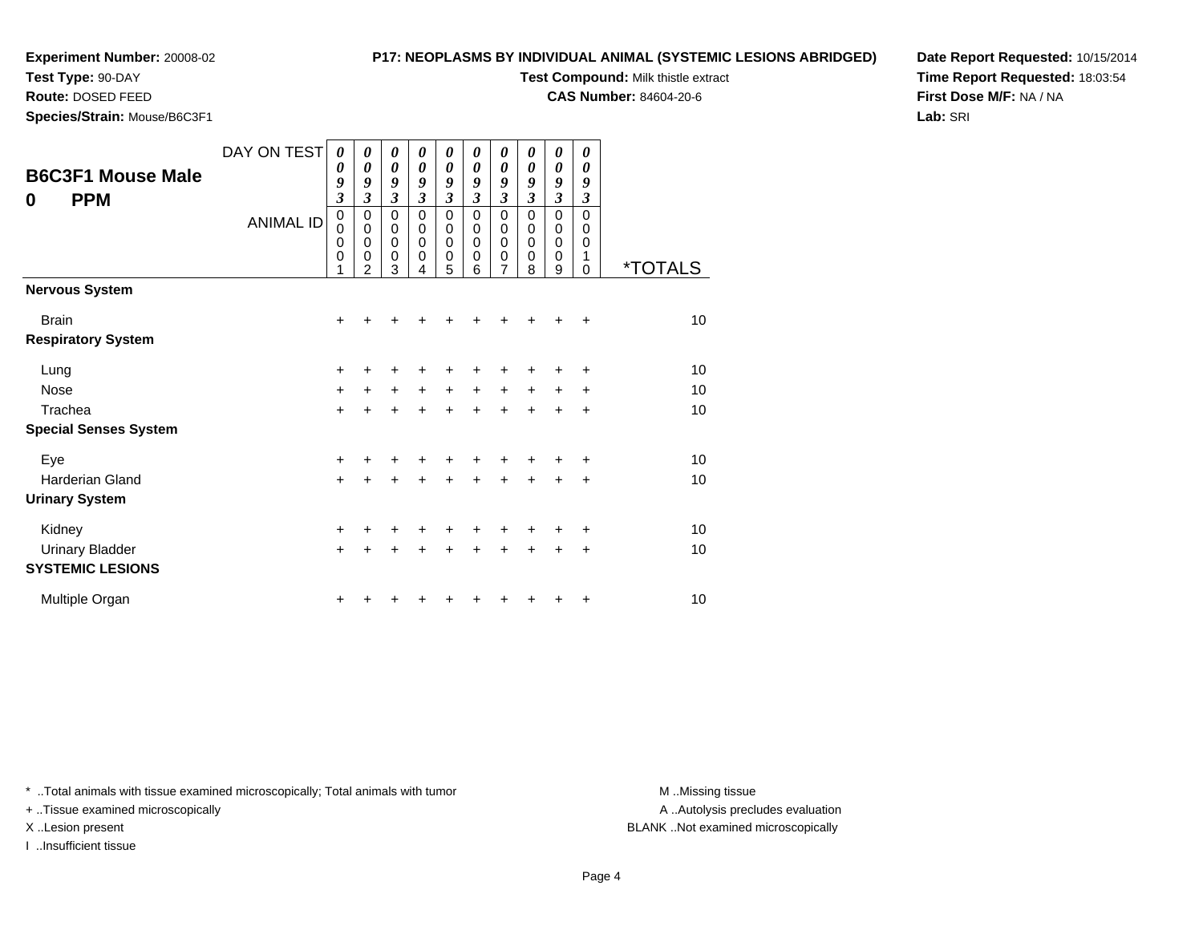**Experiment Number:** 20008-02
**Test Type:** 90-DAY
**Route:** DOSED FEED
**Species/Strain:** Mouse/B6C3F1

**P17: NEOPLASMS BY INDIVIDUAL ANIMAL (SYSTEMIC LESIONS ABRIDGED)**
**Test Compound:** Milk thistle extract
**CAS Number:** 84604-20-6

**Date Report Requested:** 10/15/2014
**Time Report Requested:** 18:03:54
**First Dose M/F:** NA / NA
**Lab:** SRI

## B6C3F1 Mouse Male
## 0 PPM

| DAY ON TEST | 0093 | 0093 | 0093 | 0093 | 0093 | 0093 | 0093 | 0093 | 0093 | 0093 | |
|---|---|---|---|---|---|---|---|---|---|---|---|
| ANIMAL ID | 00001 | 00002 | 00003 | 00004 | 00005 | 00006 | 00007 | 00008 | 00009 | 00010 | *TOTALS |
| **Nervous System** | | | | | | | | | | | |
| Brain | + | + | + | + | + | + | + | + | + | + | 10 |
| **Respiratory System** | | | | | | | | | | | |
| Lung | + | + | + | + | + | + | + | + | + | + | 10 |
| Nose | + | + | + | + | + | + | + | + | + | + | 10 |
| Trachea | + | + | + | + | + | + | + | + | + | + | 10 |
| **Special Senses System** | | | | | | | | | | | |
| Eye | + | + | + | + | + | + | + | + | + | + | 10 |
| Harderian Gland | + | + | + | + | + | + | + | + | + | + | 10 |
| **Urinary System** | | | | | | | | | | | |
| Kidney | + | + | + | + | + | + | + | + | + | + | 10 |
| Urinary Bladder | + | + | + | + | + | + | + | + | + | + | 10 |
| **SYSTEMIC LESIONS** | | | | | | | | | | | |
| Multiple Organ | + | + | + | + | + | + | + | + | + | + | 10 |

* ..Total animals with tissue examined microscopically; Total animals with tumor
+ ..Tissue examined microscopically
X ..Lesion present
I ..Insufficient tissue

M ..Missing tissue
A ..Autolysis precludes evaluation
BLANK ..Not examined microscopically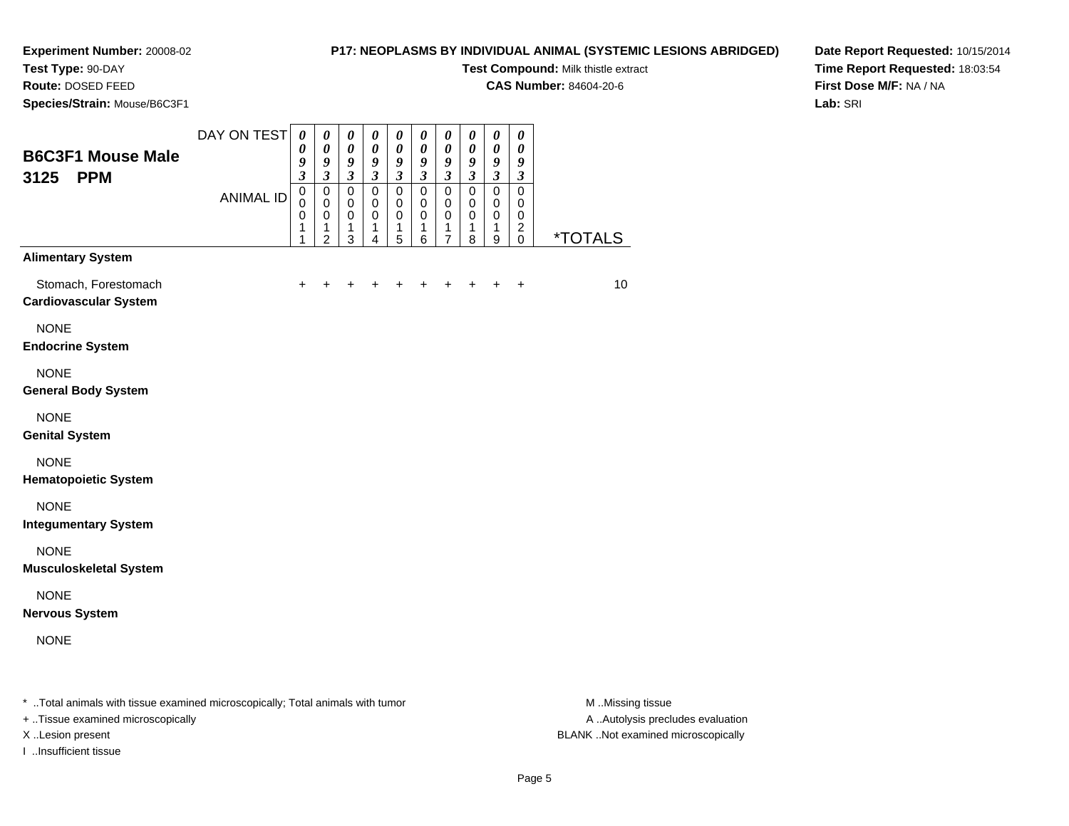**Experiment Number:** 20008-02
**Test Type:** 90-DAY
**Route:** DOSED FEED
**Species/Strain:** Mouse/B6C3F1

**P17: NEOPLASMS BY INDIVIDUAL ANIMAL (SYSTEMIC LESIONS ABRIDGED)**
**Test Compound:** Milk thistle extract
**CAS Number:** 84604-20-6

**Date Report Requested:** 10/15/2014
**Time Report Requested:** 18:03:54
**First Dose M/F:** NA / NA
**Lab:** SRI

## B6C3F1 Mouse Male 3125 PPM

| DAY ON TEST | 0093 | 0093 | 0093 | 0093 | 0093 | 0093 | 0093 | 0093 | 0093 | 0093 | |
|---|---|---|---|---|---|---|---|---|---|---|---|
| ANIMAL ID | 00011 | 00012 | 00013 | 00014 | 00015 | 00016 | 00017 | 00018 | 00019 | 00020 | *TOTALS |
| **Alimentary System** | | | | | | | | | | | |
| Stomach, Forestomach | + | + | + | + | + | + | + | + | + | + | 10 |
| **Cardiovascular System** | | | | | | | | | | | |
| NONE | | | | | | | | | | | |
| **Endocrine System** | | | | | | | | | | | |
| NONE | | | | | | | | | | | |
| **General Body System** | | | | | | | | | | | |
| NONE | | | | | | | | | | | |
| **Genital System** | | | | | | | | | | | |
| NONE | | | | | | | | | | | |
| **Hematopoietic System** | | | | | | | | | | | |
| NONE | | | | | | | | | | | |
| **Integumentary System** | | | | | | | | | | | |
| NONE | | | | | | | | | | | |
| **Musculoskeletal System** | | | | | | | | | | | |
| NONE | | | | | | | | | | | |
| **Nervous System** | | | | | | | | | | | |
| NONE | | | | | | | | | | | |

* ..Total animals with tissue examined microscopically; Total animals with tumor
+ ..Tissue examined microscopically
X ..Lesion present
I ..Insufficient tissue

M ..Missing tissue
A ..Autolysis precludes evaluation
BLANK ..Not examined microscopically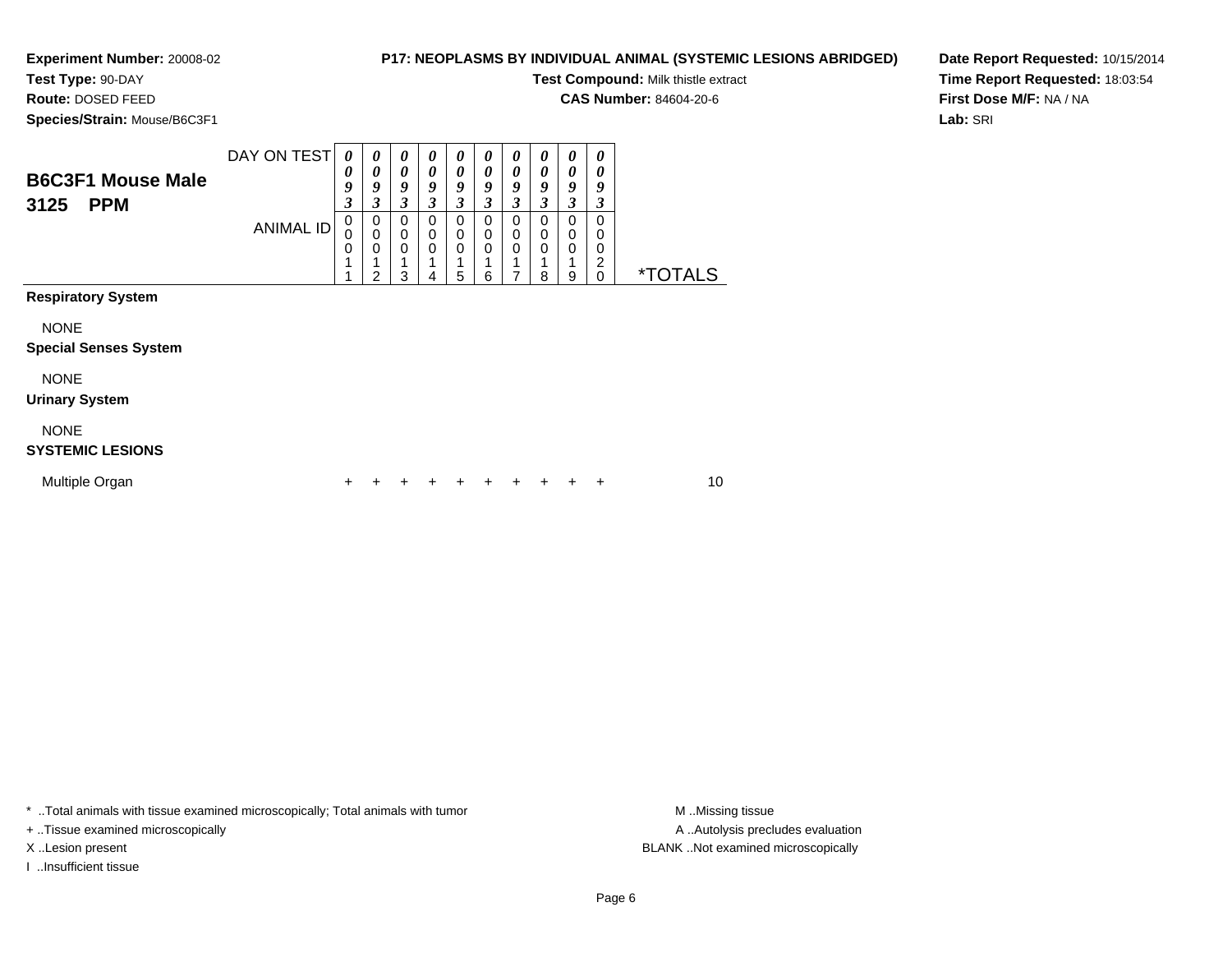**Experiment Number:** 20008-02
**Test Type:** 90-DAY
**Route:** DOSED FEED
**Species/Strain:** Mouse/B6C3F1

**P17: NEOPLASMS BY INDIVIDUAL ANIMAL (SYSTEMIC LESIONS ABRIDGED)**
**Test Compound:** Milk thistle extract
**CAS Number:** 84604-20-6

**Date Report Requested:** 10/15/2014
**Time Report Requested:** 18:03:54
**First Dose M/F:** NA / NA
**Lab:** SRI

## B6C3F1 Mouse Male
## 3125 PPM

| DAY ON TEST | 0093 | 0093 | 0093 | 0093 | 0093 | 0093 | 0093 | 0093 | 0093 | 0093 | |
|---|---|---|---|---|---|---|---|---|---|---|---|
| ANIMAL ID | 00011 | 00012 | 00013 | 00014 | 00015 | 00016 | 00017 | 00018 | 00019 | 00020 | *TOTALS |
| **Respiratory System** | | | | | | | | | | | |
| NONE | | | | | | | | | | | |
| **Special Senses System** | | | | | | | | | | | |
| NONE | | | | | | | | | | | |
| **Urinary System** | | | | | | | | | | | |
| NONE | | | | | | | | | | | |
| **SYSTEMIC LESIONS** | | | | | | | | | | | |
| Multiple Organ | + | + | + | + | + | + | + | + | + | + | 10 |

* ..Total animals with tissue examined microscopically; Total animals with tumor
+ ..Tissue examined microscopically
X ..Lesion present
I ..Insufficient tissue

M ..Missing tissue
A ..Autolysis precludes evaluation
BLANK ..Not examined microscopically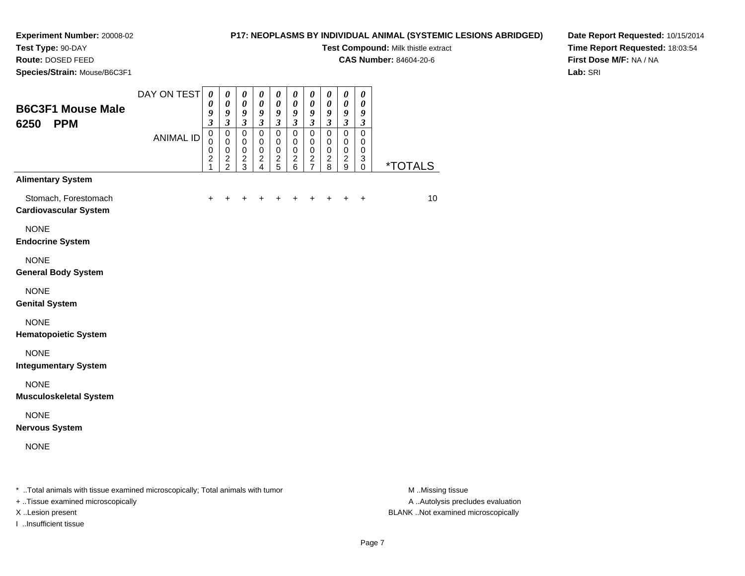**Experiment Number:** 20008-02
**Test Type:** 90-DAY
**Route:** DOSED FEED
**Species/Strain:** Mouse/B6C3F1

**P17: NEOPLASMS BY INDIVIDUAL ANIMAL (SYSTEMIC LESIONS ABRIDGED)**
**Test Compound:** Milk thistle extract
**CAS Number:** 84604-20-6

**Date Report Requested:** 10/15/2014
**Time Report Requested:** 18:03:54
**First Dose M/F:** NA / NA
**Lab:** SRI

## B6C3F1 Mouse Male 6250 PPM

| | | | | | | | | | | | |
|---|---|---|---|---|---|---|---|---|---|---|---|
| DAY ON TEST | 0093 | 0093 | 0093 | 0093 | 0093 | 0093 | 0093 | 0093 | 0093 | 0093 | |
| ANIMAL ID | 00021 | 00022 | 00023 | 00024 | 00025 | 00026 | 00027 | 00028 | 00029 | 00030 | *TOTALS |
| **Alimentary System** | | | | | | | | | | | |
| Stomach, Forestomach | + | + | + | + | + | + | + | + | + | + | 10 |
| **Cardiovascular System** | | | | | | | | | | | |
| NONE | | | | | | | | | | | |
| **Endocrine System** | | | | | | | | | | | |
| NONE | | | | | | | | | | | |
| **General Body System** | | | | | | | | | | | |
| NONE | | | | | | | | | | | |
| **Genital System** | | | | | | | | | | | |
| NONE | | | | | | | | | | | |
| **Hematopoietic System** | | | | | | | | | | | |
| NONE | | | | | | | | | | | |
| **Integumentary System** | | | | | | | | | | | |
| NONE | | | | | | | | | | | |
| **Musculoskeletal System** | | | | | | | | | | | |
| NONE | | | | | | | | | | | |
| **Nervous System** | | | | | | | | | | | |
| NONE | | | | | | | | | | | |

* ..Total animals with tissue examined microscopically; Total animals with tumor
+ ..Tissue examined microscopically
X ..Lesion present
I ..Insufficient tissue

M ..Missing tissue
A ..Autolysis precludes evaluation
BLANK ..Not examined microscopically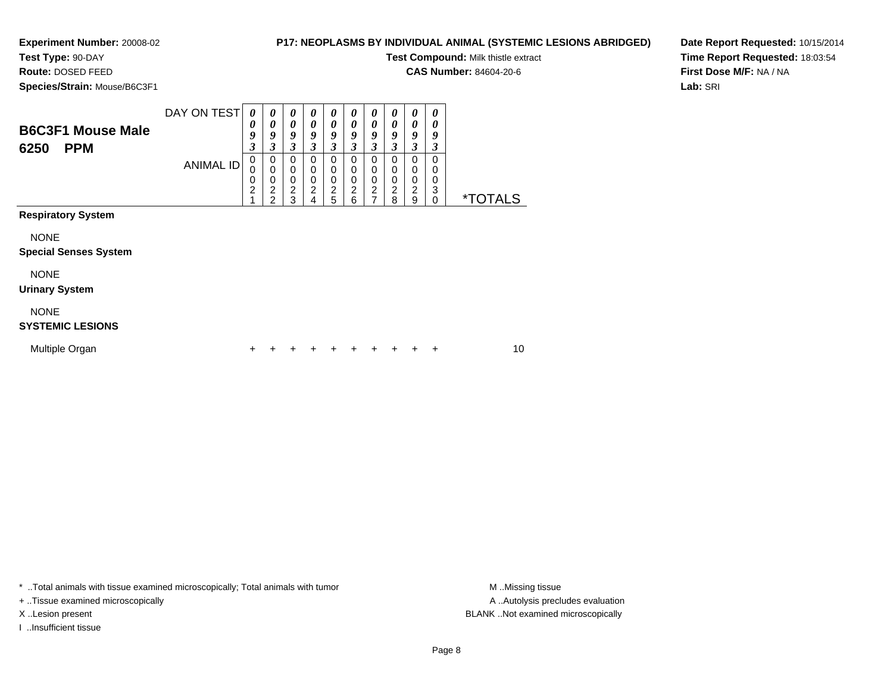**Experiment Number:** 20008-02
**Test Type:** 90-DAY
**Route:** DOSED FEED
**Species/Strain:** Mouse/B6C3F1

**P17: NEOPLASMS BY INDIVIDUAL ANIMAL (SYSTEMIC LESIONS ABRIDGED)**
**Test Compound:** Milk thistle extract
**CAS Number:** 84604-20-6

**Date Report Requested:** 10/15/2014
**Time Report Requested:** 18:03:54
**First Dose M/F:** NA / NA
**Lab:** SRI

## B6C3F1 Mouse Male 6250 PPM

| DAY ON TEST | 0093 | 0093 | 0093 | 0093 | 0093 | 0093 | 0093 | 0093 | 0093 | 0093 | |
|---|---|---|---|---|---|---|---|---|---|---|---|
| **ANIMAL ID** | 00021 | 00022 | 00023 | 00024 | 00025 | 00026 | 00027 | 00028 | 00029 | 00030 | ***TOTALS** |
| **Respiratory System** | | | | | | | | | | | |
| NONE | | | | | | | | | | | |
| **Special Senses System** | | | | | | | | | | | |
| NONE | | | | | | | | | | | |
| **Urinary System** | | | | | | | | | | | |
| NONE | | | | | | | | | | | |
| **SYSTEMIC LESIONS** | | | | | | | | | | | |
| Multiple Organ | + | + | + | + | + | + | + | + | + | + | 10 |

* ..Total animals with tissue examined microscopically; Total animals with tumor
+ ..Tissue examined microscopically
X ..Lesion present
I ..Insufficient tissue

M ..Missing tissue
A ..Autolysis precludes evaluation
BLANK ..Not examined microscopically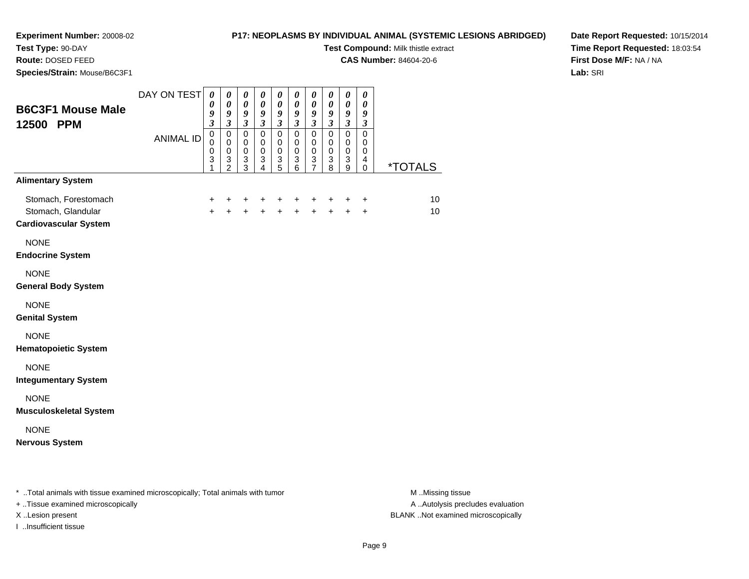**Experiment Number:** 20008-02
**Test Type:** 90-DAY
**Route:** DOSED FEED
**Species/Strain:** Mouse/B6C3F1

**P17: NEOPLASMS BY INDIVIDUAL ANIMAL (SYSTEMIC LESIONS ABRIDGED)**
**Test Compound:** Milk thistle extract
**CAS Number:** 84604-20-6

**Date Report Requested:** 10/15/2014
**Time Report Requested:** 18:03:54
**First Dose M/F:** NA / NA
**Lab:** SRI

## B6C3F1 Mouse Male 12500 PPM

| DAY ON TEST | 0093 | 0093 | 0093 | 0093 | 0093 | 0093 | 0093 | 0093 | 0093 | 0093 | |
|---|---|---|---|---|---|---|---|---|---|---|---|
| ANIMAL ID | 00031 | 00032 | 00033 | 00034 | 00035 | 00036 | 00037 | 00038 | 00039 | 00040 | *TOTALS |
| **Alimentary System** | | | | | | | | | | | |
| Stomach, Forestomach | + | + | + | + | + | + | + | + | + | + | 10 |
| Stomach, Glandular | + | + | + | + | + | + | + | + | + | + | 10 |
| **Cardiovascular System** | | | | | | | | | | | |
| NONE | | | | | | | | | | | |
| **Endocrine System** | | | | | | | | | | | |
| NONE | | | | | | | | | | | |
| **General Body System** | | | | | | | | | | | |
| NONE | | | | | | | | | | | |
| **Genital System** | | | | | | | | | | | |
| NONE | | | | | | | | | | | |
| **Hematopoietic System** | | | | | | | | | | | |
| NONE | | | | | | | | | | | |
| **Integumentary System** | | | | | | | | | | | |
| NONE | | | | | | | | | | | |
| **Musculoskeletal System** | | | | | | | | | | | |
| NONE | | | | | | | | | | | |
| **Nervous System** | | | | | | | | | | | |

* ..Total animals with tissue examined microscopically; Total animals with tumor
+ ..Tissue examined microscopically
X ..Lesion present
I ..Insufficient tissue

M ..Missing tissue
A ..Autolysis precludes evaluation
BLANK ..Not examined microscopically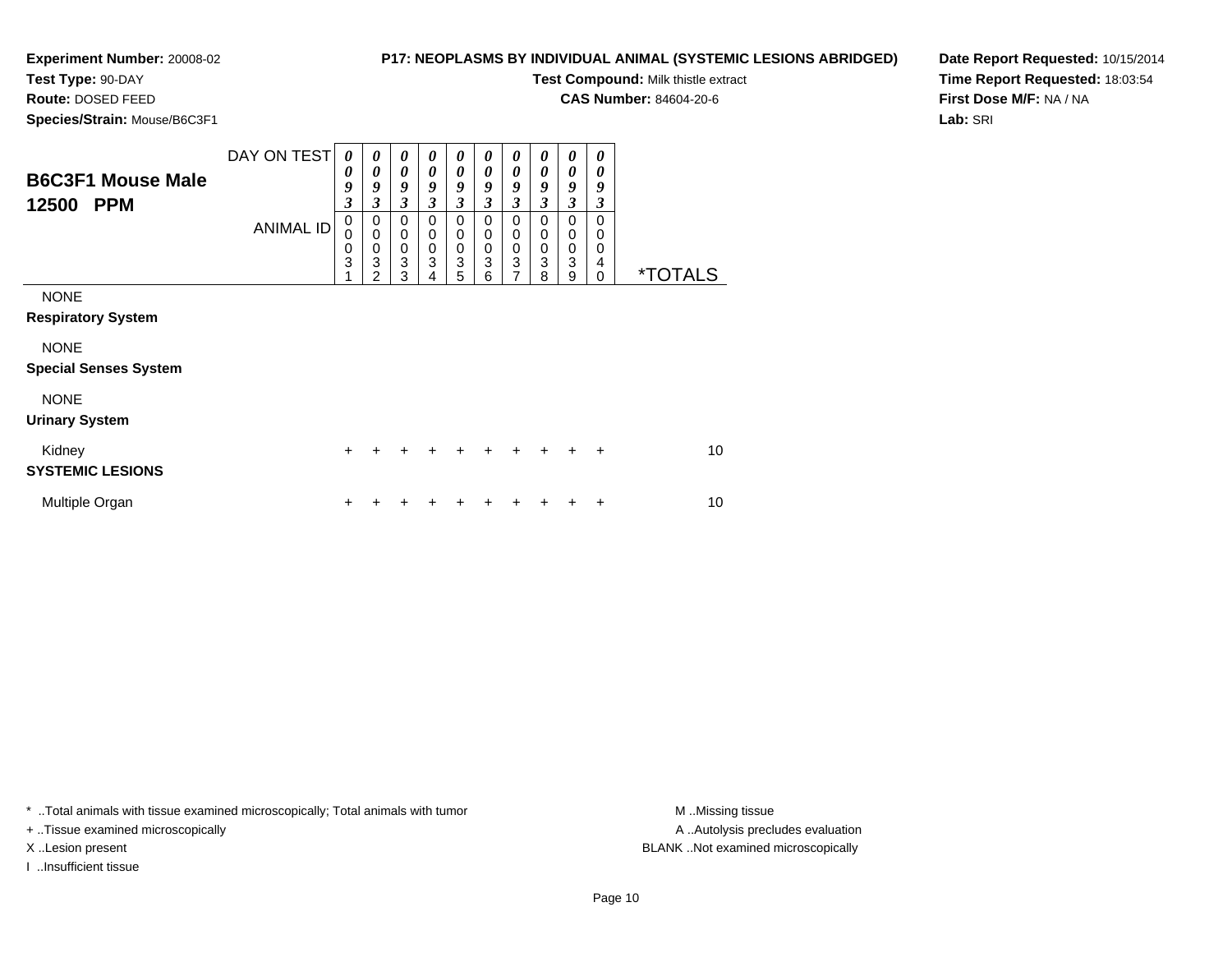**Experiment Number:** 20008-02
**Test Type:** 90-DAY
**Route:** DOSED FEED
**Species/Strain:** Mouse/B6C3F1

**P17: NEOPLASMS BY INDIVIDUAL ANIMAL (SYSTEMIC LESIONS ABRIDGED)**
**Test Compound:** Milk thistle extract
**CAS Number:** 84604-20-6

**Date Report Requested:** 10/15/2014
**Time Report Requested:** 18:03:54
**First Dose M/F:** NA / NA
**Lab:** SRI

## B6C3F1 Mouse Male 12500 PPM

| DAY ON TEST | 0093 | 0093 | 0093 | 0093 | 0093 | 0093 | 0093 | 0093 | 0093 | 0093 | |
|---|---|---|---|---|---|---|---|---|---|---|---|
| ANIMAL ID | 00031 | 00032 | 00033 | 00034 | 00035 | 00036 | 00037 | 00038 | 00039 | 00040 | *TOTALS |
| NONE | | | | | | | | | | | |
| **Respiratory System** | | | | | | | | | | | |
| NONE | | | | | | | | | | | |
| **Special Senses System** | | | | | | | | | | | |
| NONE | | | | | | | | | | | |
| **Urinary System** | | | | | | | | | | | |
| Kidney | + | + | + | + | + | + | + | + | + | + | 10 |
| **SYSTEMIC LESIONS** | | | | | | | | | | | |
| Multiple Organ | + | + | + | + | + | + | + | + | + | + | 10 |

* ..Total animals with tissue examined microscopically; Total animals with tumor
+ ..Tissue examined microscopically
X ..Lesion present
I ..Insufficient tissue

M ..Missing tissue
A ..Autolysis precludes evaluation
BLANK ..Not examined microscopically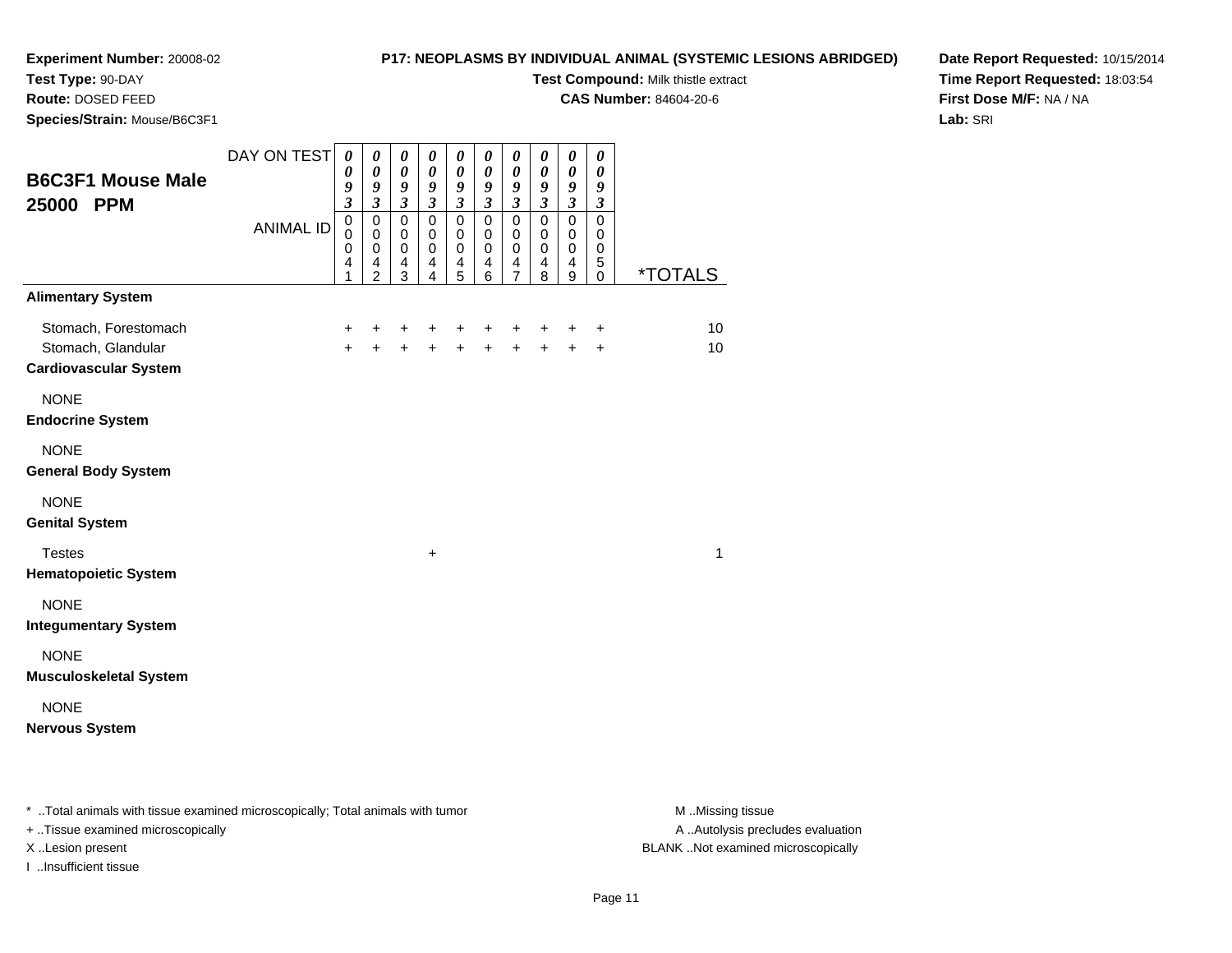**Experiment Number:** 20008-02
**Test Type:** 90-DAY
**Route:** DOSED FEED
**Species/Strain:** Mouse/B6C3F1

**P17: NEOPLASMS BY INDIVIDUAL ANIMAL (SYSTEMIC LESIONS ABRIDGED)**
**Test Compound:** Milk thistle extract
**CAS Number:** 84604-20-6

**Date Report Requested:** 10/15/2014
**Time Report Requested:** 18:03:54
**First Dose M/F:** NA / NA
**Lab:** SRI

## B6C3F1 Mouse Male 25000 PPM

| DAY ON TEST | 0093 | 0093 | 0093 | 0093 | 0093 | 0093 | 0093 | 0093 | 0093 | 0093 | |
|---|---|---|---|---|---|---|---|---|---|---|---|
| ANIMAL ID | 00041 | 00042 | 00043 | 00044 | 00045 | 00046 | 00047 | 00048 | 00049 | 00050 | *TOTALS |
| **Alimentary System** | | | | | | | | | | | |
| Stomach, Forestomach | + | + | + | + | + | + | + | + | + | + | 10 |
| Stomach, Glandular | + | + | + | + | + | + | + | + | + | + | 10 |
| **Cardiovascular System** | | | | | | | | | | | |
| NONE | | | | | | | | | | | |
| **Endocrine System** | | | | | | | | | | | |
| NONE | | | | | | | | | | | |
| **General Body System** | | | | | | | | | | | |
| NONE | | | | | | | | | | | |
| **Genital System** | | | | | | | | | | | |
| Testes | | | | + | | | | | | | 1 |
| **Hematopoietic System** | | | | | | | | | | | |
| NONE | | | | | | | | | | | |
| **Integumentary System** | | | | | | | | | | | |
| NONE | | | | | | | | | | | |
| **Musculoskeletal System** | | | | | | | | | | | |
| NONE | | | | | | | | | | | |
| **Nervous System** | | | | | | | | | | | |

* ..Total animals with tissue examined microscopically; Total animals with tumor
+ ..Tissue examined microscopically
X ..Lesion present
I ..Insufficient tissue

M ..Missing tissue
A ..Autolysis precludes evaluation
BLANK ..Not examined microscopically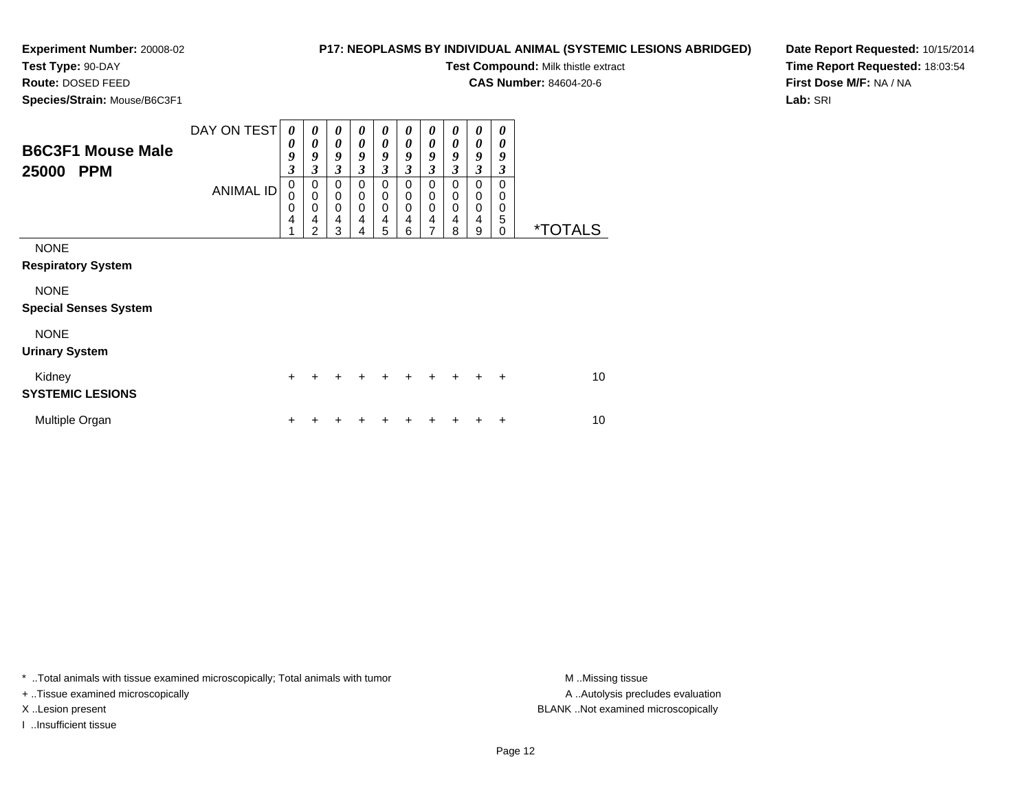**Experiment Number:** 20008-02
**Test Type:** 90-DAY
**Route:** DOSED FEED
**Species/Strain:** Mouse/B6C3F1

**P17: NEOPLASMS BY INDIVIDUAL ANIMAL (SYSTEMIC LESIONS ABRIDGED)**
**Test Compound:** Milk thistle extract
**CAS Number:** 84604-20-6

**Date Report Requested:** 10/15/2014
**Time Report Requested:** 18:03:54
**First Dose M/F:** NA / NA
**Lab:** SRI

## B6C3F1 Mouse Male 25000 PPM

| DAY ON TEST | 0093 | 0093 | 0093 | 0093 | 0093 | 0093 | 0093 | 0093 | 0093 | 0093 | |
|---|---|---|---|---|---|---|---|---|---|---|---|
| **ANIMAL ID** | 00041 | 00042 | 00043 | 00044 | 00045 | 00046 | 00047 | 00048 | 00049 | 00050 | ***TOTALS** |
| NONE | | | | | | | | | | | |
| **Respiratory System** | | | | | | | | | | | |
| NONE | | | | | | | | | | | |
| **Special Senses System** | | | | | | | | | | | |
| NONE | | | | | | | | | | | |
| **Urinary System** | | | | | | | | | | | |
| Kidney | + | + | + | + | + | + | + | + | + | + | 10 |
| **SYSTEMIC LESIONS** | | | | | | | | | | | |
| Multiple Organ | + | + | + | + | + | + | + | + | + | + | 10 |

* ..Total animals with tissue examined microscopically; Total animals with tumor
+ ..Tissue examined microscopically
X ..Lesion present
I ..Insufficient tissue

M ..Missing tissue
A ..Autolysis precludes evaluation
BLANK ..Not examined microscopically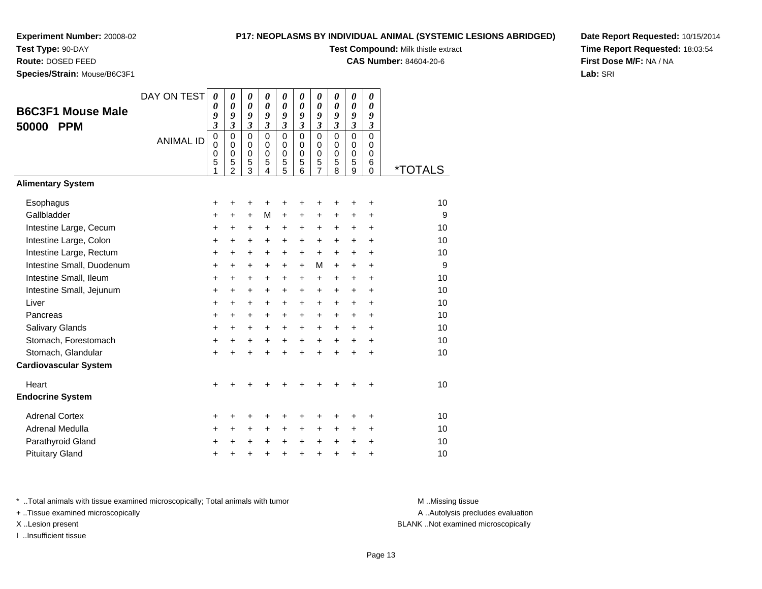**Experiment Number:** 20008-02
**Test Type:** 90-DAY
**Route:** DOSED FEED
**Species/Strain:** Mouse/B6C3F1

**P17: NEOPLASMS BY INDIVIDUAL ANIMAL (SYSTEMIC LESIONS ABRIDGED)**
**Test Compound:** Milk thistle extract
**CAS Number:** 84604-20-6

**Date Report Requested:** 10/15/2014
**Time Report Requested:** 18:03:54
**First Dose M/F:** NA / NA
**Lab:** SRI

## B6C3F1 Mouse Male 50000 PPM

| DAY ON TEST | 0093 | 0093 | 0093 | 0093 | 0093 | 0093 | 0093 | 0093 | 0093 | 0093 | |
|---|---|---|---|---|---|---|---|---|---|---|---|
| ANIMAL ID | 00051 | 00052 | 00053 | 00054 | 00055 | 00056 | 00057 | 00058 | 00059 | 00060 | *TOTALS |
| **Alimentary System** | | | | | | | | | | | |
| Esophagus | + | + | + | + | + | + | + | + | + | + | 10 |
| Gallbladder | + | + | + | M | + | + | + | + | + | + | 9 |
| Intestine Large, Cecum | + | + | + | + | + | + | + | + | + | + | 10 |
| Intestine Large, Colon | + | + | + | + | + | + | + | + | + | + | 10 |
| Intestine Large, Rectum | + | + | + | + | + | + | + | + | + | + | 10 |
| Intestine Small, Duodenum | + | + | + | + | + | + | M | + | + | + | 9 |
| Intestine Small, Ileum | + | + | + | + | + | + | + | + | + | + | 10 |
| Intestine Small, Jejunum | + | + | + | + | + | + | + | + | + | + | 10 |
| Liver | + | + | + | + | + | + | + | + | + | + | 10 |
| Pancreas | + | + | + | + | + | + | + | + | + | + | 10 |
| Salivary Glands | + | + | + | + | + | + | + | + | + | + | 10 |
| Stomach, Forestomach | + | + | + | + | + | + | + | + | + | + | 10 |
| Stomach, Glandular | + | + | + | + | + | + | + | + | + | + | 10 |
| **Cardiovascular System** | | | | | | | | | | | |
| Heart | + | + | + | + | + | + | + | + | + | + | 10 |
| **Endocrine System** | | | | | | | | | | | |
| Adrenal Cortex | + | + | + | + | + | + | + | + | + | + | 10 |
| Adrenal Medulla | + | + | + | + | + | + | + | + | + | + | 10 |
| Parathyroid Gland | + | + | + | + | + | + | + | + | + | + | 10 |
| Pituitary Gland | + | + | + | + | + | + | + | + | + | + | 10 |

* ..Total animals with tissue examined microscopically; Total animals with tumor
+ ..Tissue examined microscopically
X ..Lesion present
I ..Insufficient tissue

M ..Missing tissue
A ..Autolysis precludes evaluation
BLANK ..Not examined microscopically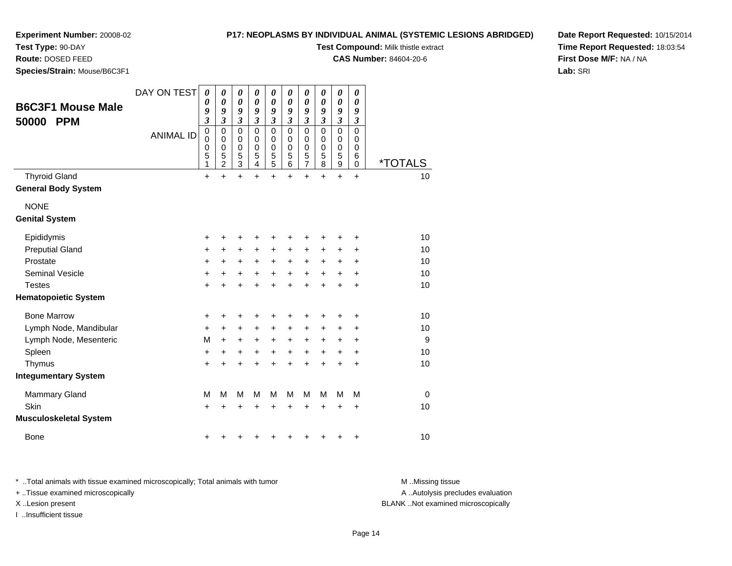**Experiment Number:** 20008-02
**Test Type:** 90-DAY
**Route:** DOSED FEED
**Species/Strain:** Mouse/B6C3F1

**P17: NEOPLASMS BY INDIVIDUAL ANIMAL (SYSTEMIC LESIONS ABRIDGED)**
**Test Compound:** Milk thistle extract
**CAS Number:** 84604-20-6

**Date Report Requested:** 10/15/2014
**Time Report Requested:** 18:03:54
**First Dose M/F:** NA / NA
**Lab:** SRI

## B6C3F1 Mouse Male 50000 PPM

| DAY ON TEST | 0093 | 0093 | 0093 | 0093 | 0093 | 0093 | 0093 | 0093 | 0093 | 0093 | |
|---|---|---|---|---|---|---|---|---|---|---|---|
| ANIMAL ID | 00051 | 00052 | 00053 | 00054 | 00055 | 00056 | 00057 | 00058 | 00059 | 00060 | *TOTALS |
| Thyroid Gland | + | + | + | + | + | + | + | + | + | + | 10 |
| **General Body System** | | | | | | | | | | | |
| NONE | | | | | | | | | | | |
| **Genital System** | | | | | | | | | | | |
| Epididymis | + | + | + | + | + | + | + | + | + | + | 10 |
| Preputial Gland | + | + | + | + | + | + | + | + | + | + | 10 |
| Prostate | + | + | + | + | + | + | + | + | + | + | 10 |
| Seminal Vesicle | + | + | + | + | + | + | + | + | + | + | 10 |
| Testes | + | + | + | + | + | + | + | + | + | + | 10 |
| **Hematopoietic System** | | | | | | | | | | | |
| Bone Marrow | + | + | + | + | + | + | + | + | + | + | 10 |
| Lymph Node, Mandibular | + | + | + | + | + | + | + | + | + | + | 10 |
| Lymph Node, Mesenteric | M | + | + | + | + | + | + | + | + | + | 9 |
| Spleen | + | + | + | + | + | + | + | + | + | + | 10 |
| Thymus | + | + | + | + | + | + | + | + | + | + | 10 |
| **Integumentary System** | | | | | | | | | | | |
| Mammary Gland | M | M | M | M | M | M | M | M | M | M | 0 |
| Skin | + | + | + | + | + | + | + | + | + | + | 10 |
| **Musculoskeletal System** | | | | | | | | | | | |
| Bone | + | + | + | + | + | + | + | + | + | + | 10 |

\* ..Total animals with tissue examined microscopically; Total animals with tumor
+ ..Tissue examined microscopically
X ..Lesion present
I ..Insufficient tissue

M ..Missing tissue
A ..Autolysis precludes evaluation
BLANK ..Not examined microscopically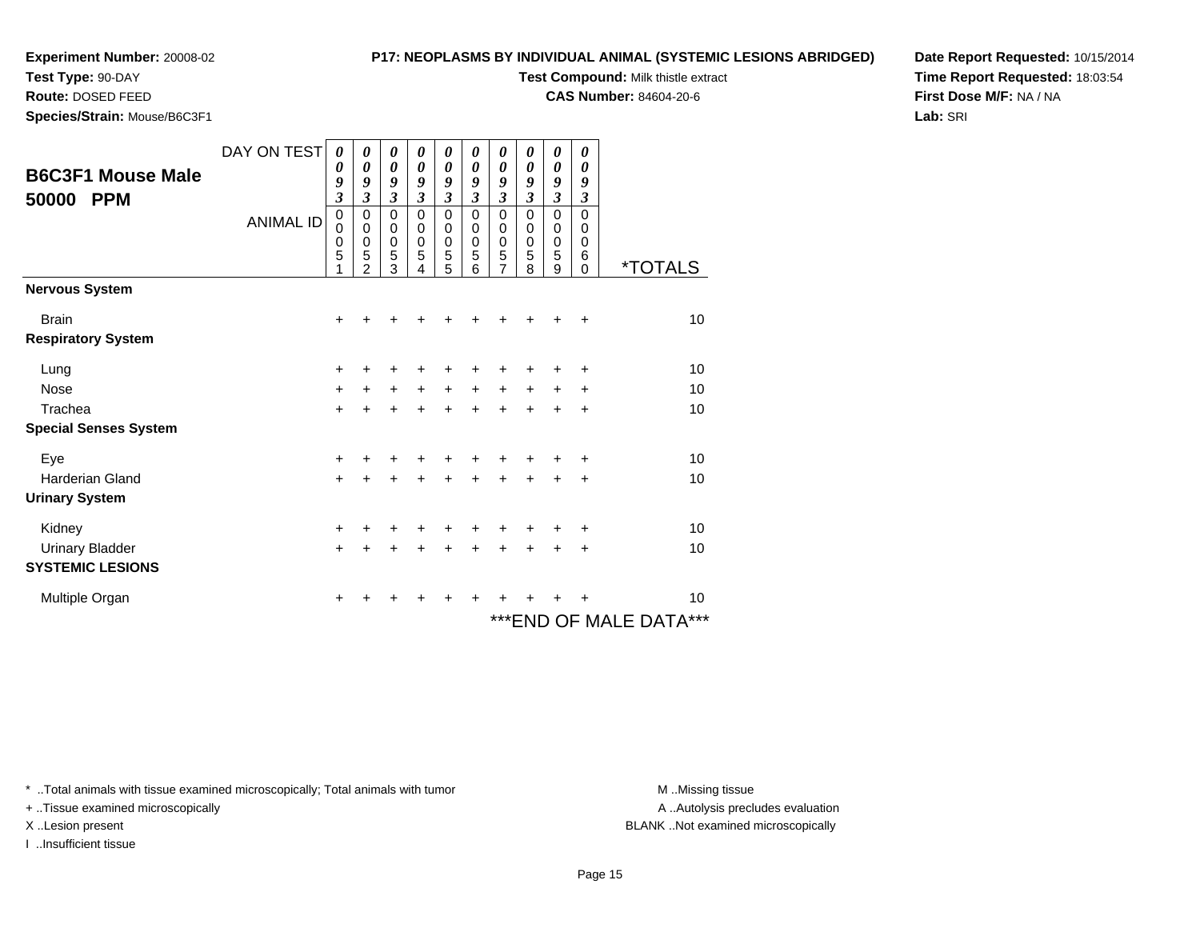**Experiment Number:** 20008-02
**Test Type:** 90-DAY
**Route:** DOSED FEED
**Species/Strain:** Mouse/B6C3F1

**P17: NEOPLASMS BY INDIVIDUAL ANIMAL (SYSTEMIC LESIONS ABRIDGED)**
**Test Compound:** Milk thistle extract
**CAS Number:** 84604-20-6

**Date Report Requested:** 10/15/2014
**Time Report Requested:** 18:03:54
**First Dose M/F:** NA / NA
**Lab:** SRI

## B6C3F1 Mouse Male 50000 PPM

| DAY ON TEST | 0093 | 0093 | 0093 | 0093 | 0093 | 0093 | 0093 | 0093 | 0093 | 0093 | |
|---|---|---|---|---|---|---|---|---|---|---|---|
| ANIMAL ID | 00051 | 00052 | 00053 | 00054 | 00055 | 00056 | 00057 | 00058 | 00059 | 00060 | *TOTALS |
| **Nervous System** | | | | | | | | | | | |
| Brain | + | + | + | + | + | + | + | + | + | + | 10 |
| **Respiratory System** | | | | | | | | | | | |
| Lung | + | + | + | + | + | + | + | + | + | + | 10 |
| Nose | + | + | + | + | + | + | + | + | + | + | 10 |
| Trachea | + | + | + | + | + | + | + | + | + | + | 10 |
| **Special Senses System** | | | | | | | | | | | |
| Eye | + | + | + | + | + | + | + | + | + | + | 10 |
| Harderian Gland | + | + | + | + | + | + | + | + | + | + | 10 |
| **Urinary System** | | | | | | | | | | | |
| Kidney | + | + | + | + | + | + | + | + | + | + | 10 |
| Urinary Bladder | + | + | + | + | + | + | + | + | + | + | 10 |
| **SYSTEMIC LESIONS** | | | | | | | | | | | |
| Multiple Organ | + | + | + | + | + | + | + | + | + | + | 10 |

***END OF MALE DATA***

* ..Total animals with tissue examined microscopically; Total animals with tumor
+ ..Tissue examined microscopically
X ..Lesion present
I ..Insufficient tissue

M ..Missing tissue
A ..Autolysis precludes evaluation
BLANK ..Not examined microscopically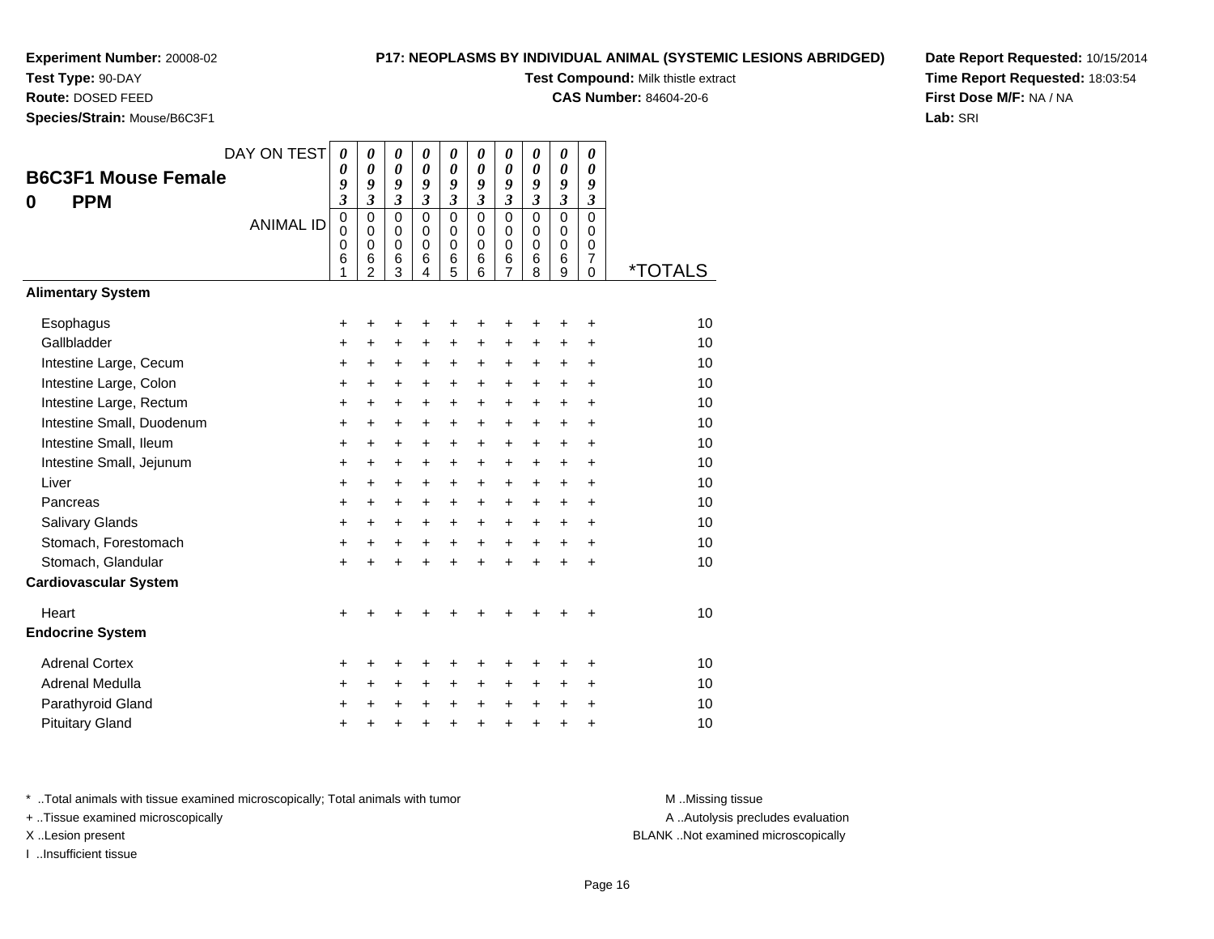**Experiment Number:** 20008-02
**Test Type:** 90-DAY
**Route:** DOSED FEED
**Species/Strain:** Mouse/B6C3F1

**P17: NEOPLASMS BY INDIVIDUAL ANIMAL (SYSTEMIC LESIONS ABRIDGED)**
**Test Compound:** Milk thistle extract
**CAS Number:** 84604-20-6

**Date Report Requested:** 10/15/2014
**Time Report Requested:** 18:03:54
**First Dose M/F:** NA / NA
**Lab:** SRI

## B6C3F1 Mouse Female
## 0 PPM

| DAY ON TEST | 0093 | 0093 | 0093 | 0093 | 0093 | 0093 | 0093 | 0093 | 0093 | 0093 | |
|---|---|---|---|---|---|---|---|---|---|---|---|
| ANIMAL ID | 00061 | 00062 | 00063 | 00064 | 00065 | 00066 | 00067 | 00068 | 00069 | 00070 | *TOTALS |
| **Alimentary System** | | | | | | | | | | | |
| Esophagus | + | + | + | + | + | + | + | + | + | + | 10 |
| Gallbladder | + | + | + | + | + | + | + | + | + | + | 10 |
| Intestine Large, Cecum | + | + | + | + | + | + | + | + | + | + | 10 |
| Intestine Large, Colon | + | + | + | + | + | + | + | + | + | + | 10 |
| Intestine Large, Rectum | + | + | + | + | + | + | + | + | + | + | 10 |
| Intestine Small, Duodenum | + | + | + | + | + | + | + | + | + | + | 10 |
| Intestine Small, Ileum | + | + | + | + | + | + | + | + | + | + | 10 |
| Intestine Small, Jejunum | + | + | + | + | + | + | + | + | + | + | 10 |
| Liver | + | + | + | + | + | + | + | + | + | + | 10 |
| Pancreas | + | + | + | + | + | + | + | + | + | + | 10 |
| Salivary Glands | + | + | + | + | + | + | + | + | + | + | 10 |
| Stomach, Forestomach | + | + | + | + | + | + | + | + | + | + | 10 |
| Stomach, Glandular | + | + | + | + | + | + | + | + | + | + | 10 |
| **Cardiovascular System** | | | | | | | | | | | |
| Heart | + | + | + | + | + | + | + | + | + | + | 10 |
| **Endocrine System** | | | | | | | | | | | |
| Adrenal Cortex | + | + | + | + | + | + | + | + | + | + | 10 |
| Adrenal Medulla | + | + | + | + | + | + | + | + | + | + | 10 |
| Parathyroid Gland | + | + | + | + | + | + | + | + | + | + | 10 |
| Pituitary Gland | + | + | + | + | + | + | + | + | + | + | 10 |

* ..Total animals with tissue examined microscopically; Total animals with tumor
+ ..Tissue examined microscopically
X ..Lesion present
I ..Insufficient tissue

M ..Missing tissue
A ..Autolysis precludes evaluation
BLANK ..Not examined microscopically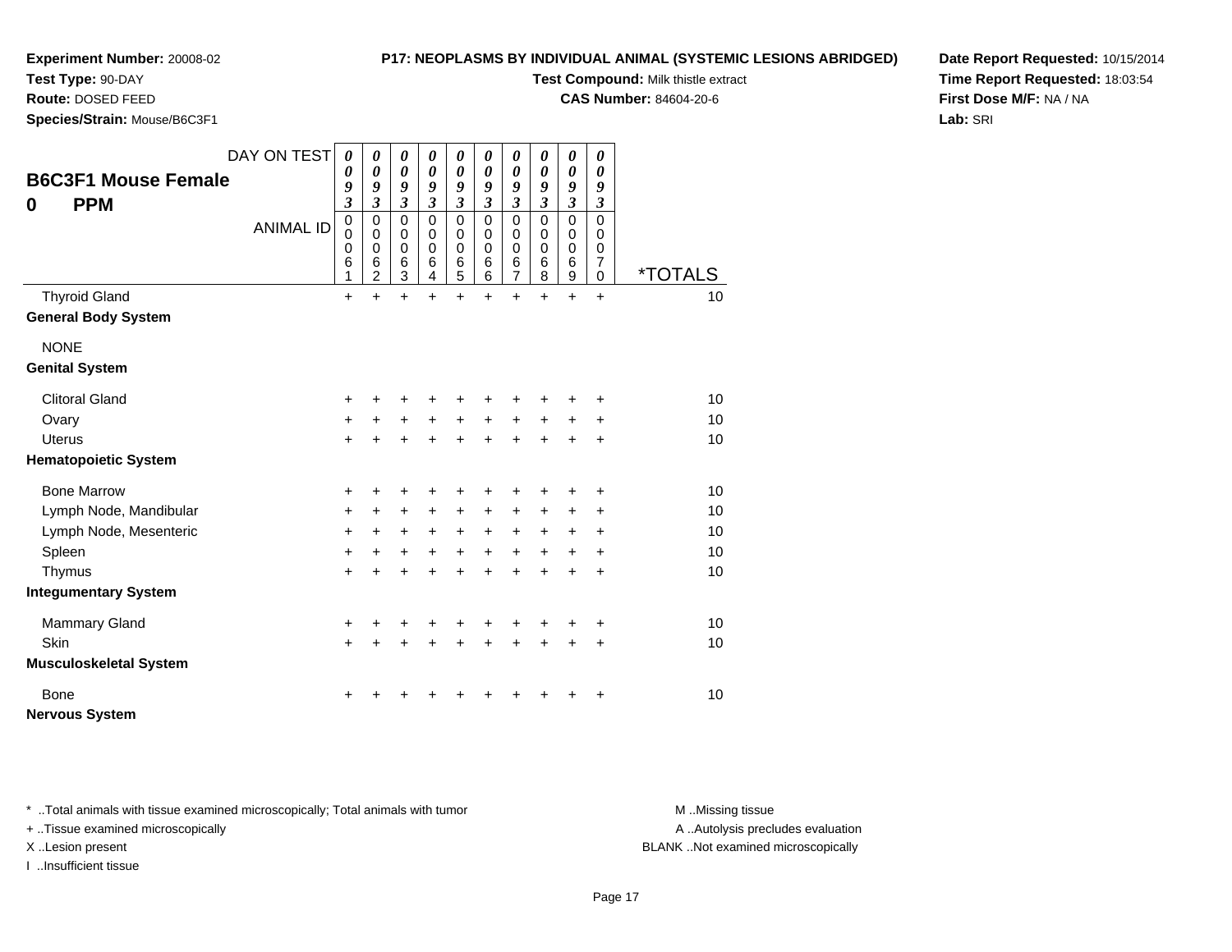**Experiment Number:** 20008-02
**Test Type:** 90-DAY
**Route:** DOSED FEED
**Species/Strain:** Mouse/B6C3F1

**P17: NEOPLASMS BY INDIVIDUAL ANIMAL (SYSTEMIC LESIONS ABRIDGED)**
**Test Compound:** Milk thistle extract
**CAS Number:** 84604-20-6

**Date Report Requested:** 10/15/2014
**Time Report Requested:** 18:03:54
**First Dose M/F:** NA / NA
**Lab:** SRI

## B6C3F1 Mouse Female
## 0 PPM

| DAY ON TEST | 0093 | 0093 | 0093 | 0093 | 0093 | 0093 | 0093 | 0093 | 0093 | 0093 | |
|---|---|---|---|---|---|---|---|---|---|---|---|
| ANIMAL ID | 00061 | 00062 | 00063 | 00064 | 00065 | 00066 | 00067 | 00068 | 00069 | 00070 | *TOTALS |
| Thyroid Gland | + | + | + | + | + | + | + | + | + | + | 10 |
| **General Body System** | | | | | | | | | | | |
| NONE | | | | | | | | | | | |
| **Genital System** | | | | | | | | | | | |
| Clitoral Gland | + | + | + | + | + | + | + | + | + | + | 10 |
| Ovary | + | + | + | + | + | + | + | + | + | + | 10 |
| Uterus | + | + | + | + | + | + | + | + | + | + | 10 |
| **Hematopoietic System** | | | | | | | | | | | |
| Bone Marrow | + | + | + | + | + | + | + | + | + | + | 10 |
| Lymph Node, Mandibular | + | + | + | + | + | + | + | + | + | + | 10 |
| Lymph Node, Mesenteric | + | + | + | + | + | + | + | + | + | + | 10 |
| Spleen | + | + | + | + | + | + | + | + | + | + | 10 |
| Thymus | + | + | + | + | + | + | + | + | + | + | 10 |
| **Integumentary System** | | | | | | | | | | | |
| Mammary Gland | + | + | + | + | + | + | + | + | + | + | 10 |
| Skin | + | + | + | + | + | + | + | + | + | + | 10 |
| **Musculoskeletal System** | | | | | | | | | | | |
| Bone | + | + | + | + | + | + | + | + | + | + | 10 |
| **Nervous System** | | | | | | | | | | | |

* ..Total animals with tissue examined microscopically; Total animals with tumor
+ ..Tissue examined microscopically
X ..Lesion present
I ..Insufficient tissue

M ..Missing tissue
A ..Autolysis precludes evaluation
BLANK ..Not examined microscopically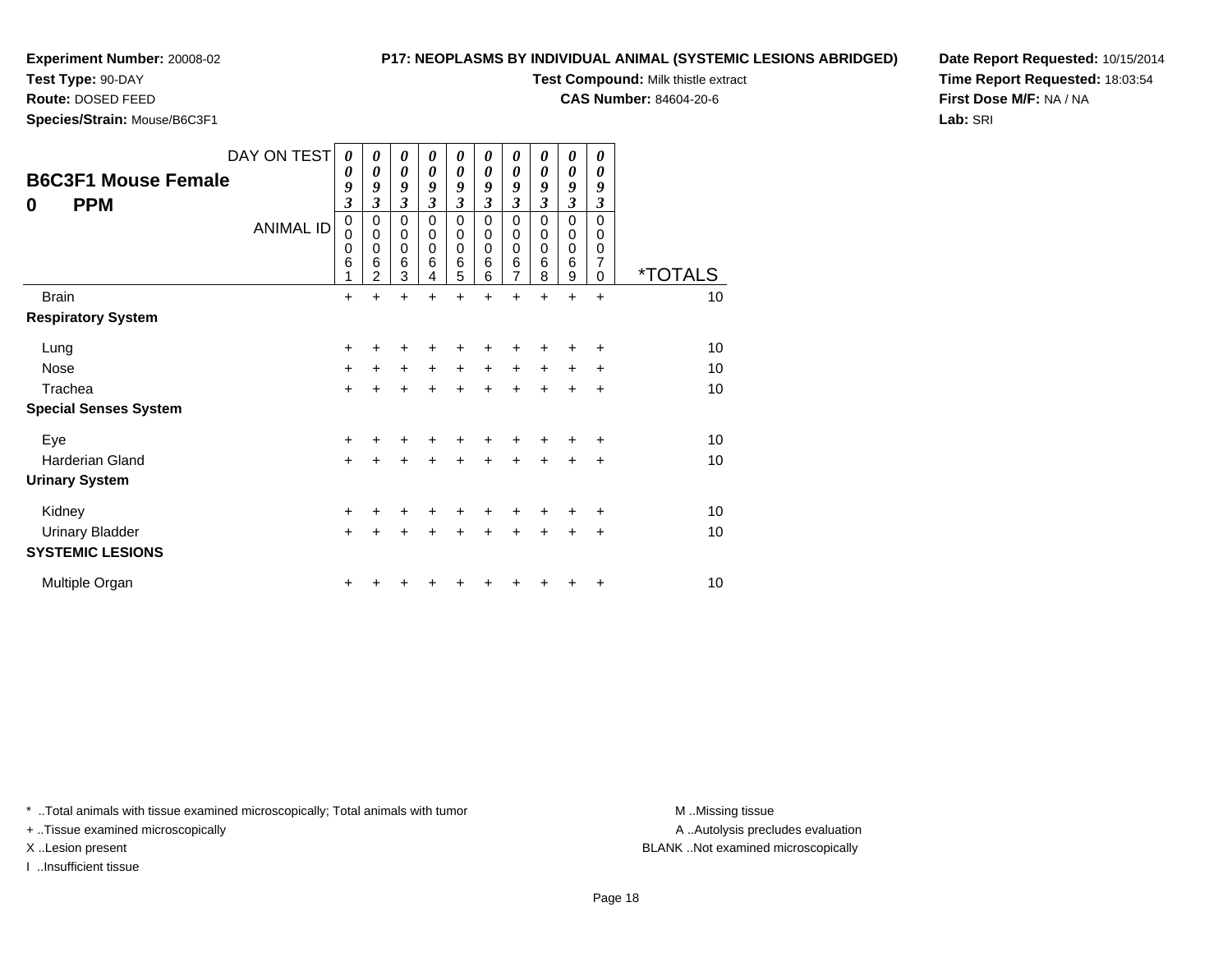**Experiment Number:** 20008-02
**Test Type:** 90-DAY
**Route:** DOSED FEED
**Species/Strain:** Mouse/B6C3F1

**P17: NEOPLASMS BY INDIVIDUAL ANIMAL (SYSTEMIC LESIONS ABRIDGED)**
**Test Compound:** Milk thistle extract
**CAS Number:** 84604-20-6

**Date Report Requested:** 10/15/2014
**Time Report Requested:** 18:03:54
**First Dose M/F:** NA / NA
**Lab:** SRI

## B6C3F1 Mouse Female
## 0 PPM

| DAY ON TEST | 0093 | 0093 | 0093 | 0093 | 0093 | 0093 | 0093 | 0093 | 0093 | 0093 | |
|---|---|---|---|---|---|---|---|---|---|---|---|
| **ANIMAL ID** | 00061 | 00062 | 00063 | 00064 | 00065 | 00066 | 00067 | 00068 | 00069 | 00070 | ***TOTALS** |
| Brain | + | + | + | + | + | + | + | + | + | + | 10 |
| **Respiratory System** | | | | | | | | | | | |
| Lung | + | + | + | + | + | + | + | + | + | + | 10 |
| Nose | + | + | + | + | + | + | + | + | + | + | 10 |
| Trachea | + | + | + | + | + | + | + | + | + | + | 10 |
| **Special Senses System** | | | | | | | | | | | |
| Eye | + | + | + | + | + | + | + | + | + | + | 10 |
| Harderian Gland | + | + | + | + | + | + | + | + | + | + | 10 |
| **Urinary System** | | | | | | | | | | | |
| Kidney | + | + | + | + | + | + | + | + | + | + | 10 |
| Urinary Bladder | + | + | + | + | + | + | + | + | + | + | 10 |
| **SYSTEMIC LESIONS** | | | | | | | | | | | |
| Multiple Organ | + | + | + | + | + | + | + | + | + | + | 10 |

* ..Total animals with tissue examined microscopically; Total animals with tumor
+ ..Tissue examined microscopically
X ..Lesion present
I ..Insufficient tissue

M ..Missing tissue
A ..Autolysis precludes evaluation
BLANK ..Not examined microscopically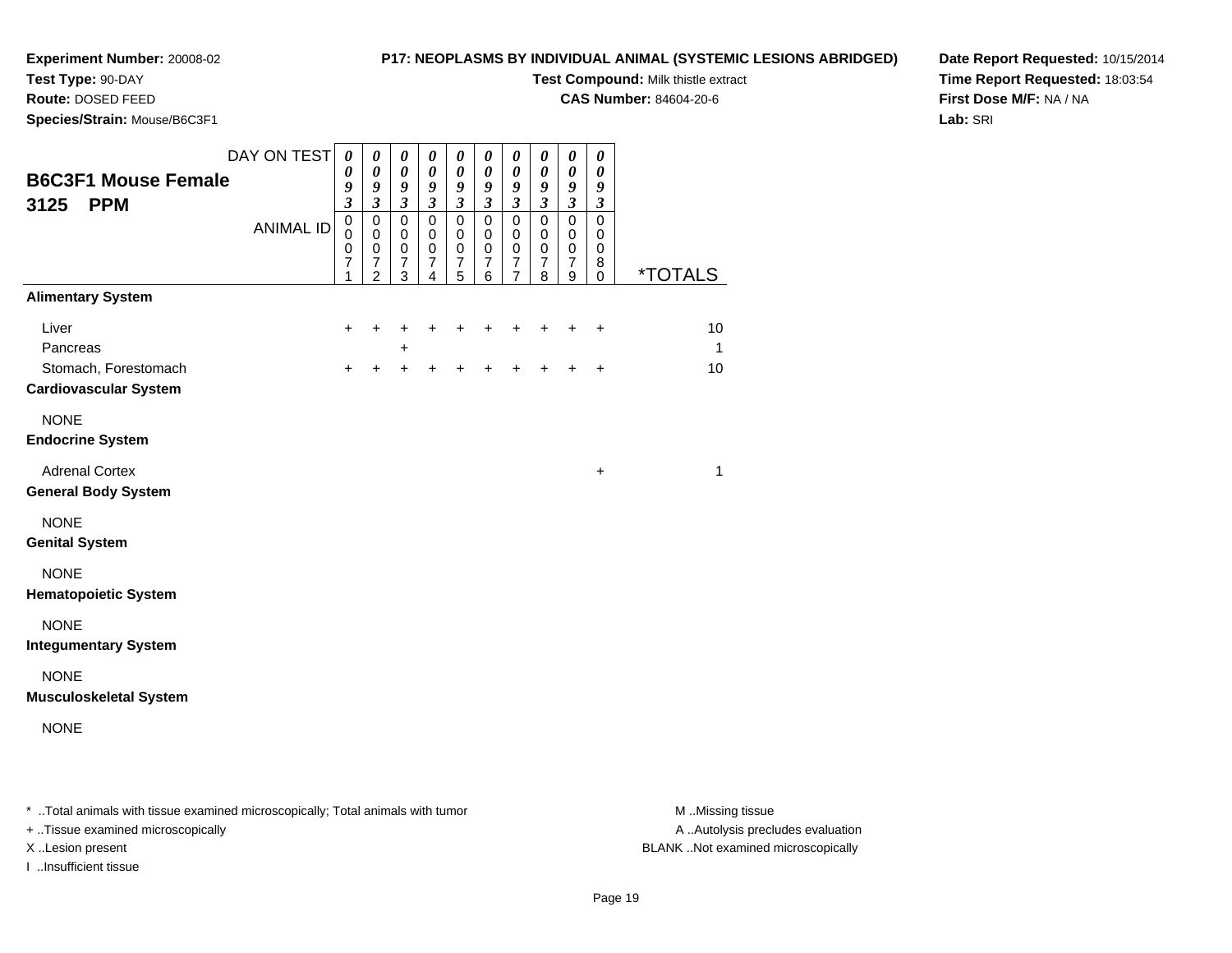**Experiment Number:** 20008-02
**Test Type:** 90-DAY
**Route:** DOSED FEED
**Species/Strain:** Mouse/B6C3F1

**P17: NEOPLASMS BY INDIVIDUAL ANIMAL (SYSTEMIC LESIONS ABRIDGED)**
**Test Compound:** Milk thistle extract
**CAS Number:** 84604-20-6

**Date Report Requested:** 10/15/2014
**Time Report Requested:** 18:03:54
**First Dose M/F:** NA / NA
**Lab:** SRI

## B6C3F1 Mouse Female 3125 PPM

| DAY ON TEST | 0093 | 0093 | 0093 | 0093 | 0093 | 0093 | 0093 | 0093 | 0093 | 0093 | |
|---|---|---|---|---|---|---|---|---|---|---|---|
| ANIMAL ID | 00071 | 00072 | 00073 | 00074 | 00075 | 00076 | 00077 | 00078 | 00079 | 00080 | *TOTALS |
| **Alimentary System** | | | | | | | | | | | |
| Liver | + | + | + | + | + | + | + | + | + | + | 10 |
| Pancreas | | | + | | | | | | | | 1 |
| Stomach, Forestomach | + | + | + | + | + | + | + | + | + | + | 10 |
| **Cardiovascular System** | | | | | | | | | | | |
| NONE | | | | | | | | | | | |
| **Endocrine System** | | | | | | | | | | | |
| Adrenal Cortex | | | | | | | | | | + | 1 |
| **General Body System** | | | | | | | | | | | |
| NONE | | | | | | | | | | | |
| **Genital System** | | | | | | | | | | | |
| NONE | | | | | | | | | | | |
| **Hematopoietic System** | | | | | | | | | | | |
| NONE | | | | | | | | | | | |
| **Integumentary System** | | | | | | | | | | | |
| NONE | | | | | | | | | | | |
| **Musculoskeletal System** | | | | | | | | | | | |
| NONE | | | | | | | | | | | |

* ..Total animals with tissue examined microscopically; Total animals with tumor
+ ..Tissue examined microscopically
X ..Lesion present
I ..Insufficient tissue

M ..Missing tissue
A ..Autolysis precludes evaluation
BLANK ..Not examined microscopically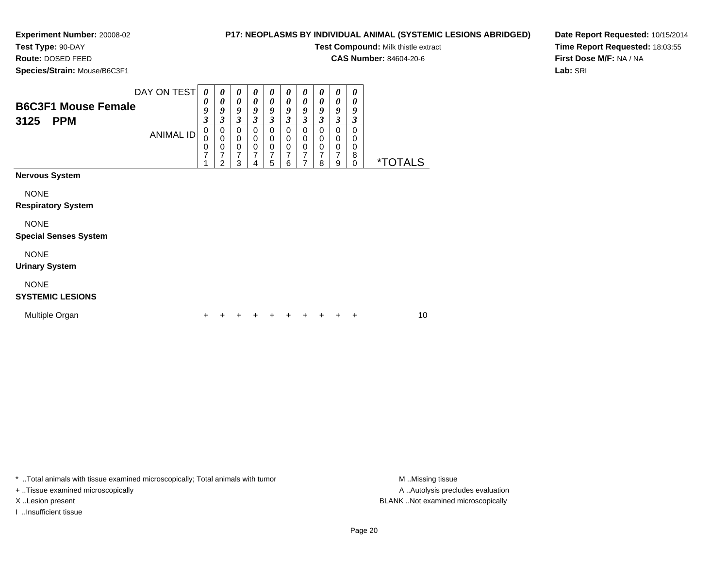**Experiment Number:** 20008-02
**Test Type:** 90-DAY
**Route:** DOSED FEED
**Species/Strain:** Mouse/B6C3F1

**P17: NEOPLASMS BY INDIVIDUAL ANIMAL (SYSTEMIC LESIONS ABRIDGED)**
**Test Compound:** Milk thistle extract
**CAS Number:** 84604-20-6

**Date Report Requested:** 10/15/2014
**Time Report Requested:** 18:03:55
**First Dose M/F:** NA / NA
**Lab:** SRI

| B6C3F1 Mouse Female 3125 PPM | | | | | | | | | | | |
|---|---|---|---|---|---|---|---|---|---|---|---|
| DAY ON TEST | 0093 | 0093 | 0093 | 0093 | 0093 | 0093 | 0093 | 0093 | 0093 | 0093 | |
| ANIMAL ID | 00071 | 00072 | 00073 | 00074 | 00075 | 00076 | 00077 | 00078 | 00079 | 00080 | *TOTALS |
| **Nervous System** | | | | | | | | | | | |
| NONE | | | | | | | | | | | |
| **Respiratory System** | | | | | | | | | | | |
| NONE | | | | | | | | | | | |
| **Special Senses System** | | | | | | | | | | | |
| NONE | | | | | | | | | | | |
| **Urinary System** | | | | | | | | | | | |
| NONE | | | | | | | | | | | |
| **SYSTEMIC LESIONS** | | | | | | | | | | | |
| Multiple Organ | + | + | + | + | + | + | + | + | + | + | 10 |

* ..Total animals with tissue examined microscopically; Total animals with tumor
+ ..Tissue examined microscopically
X ..Lesion present
I ..Insufficient tissue

M ..Missing tissue
A ..Autolysis precludes evaluation
BLANK ..Not examined microscopically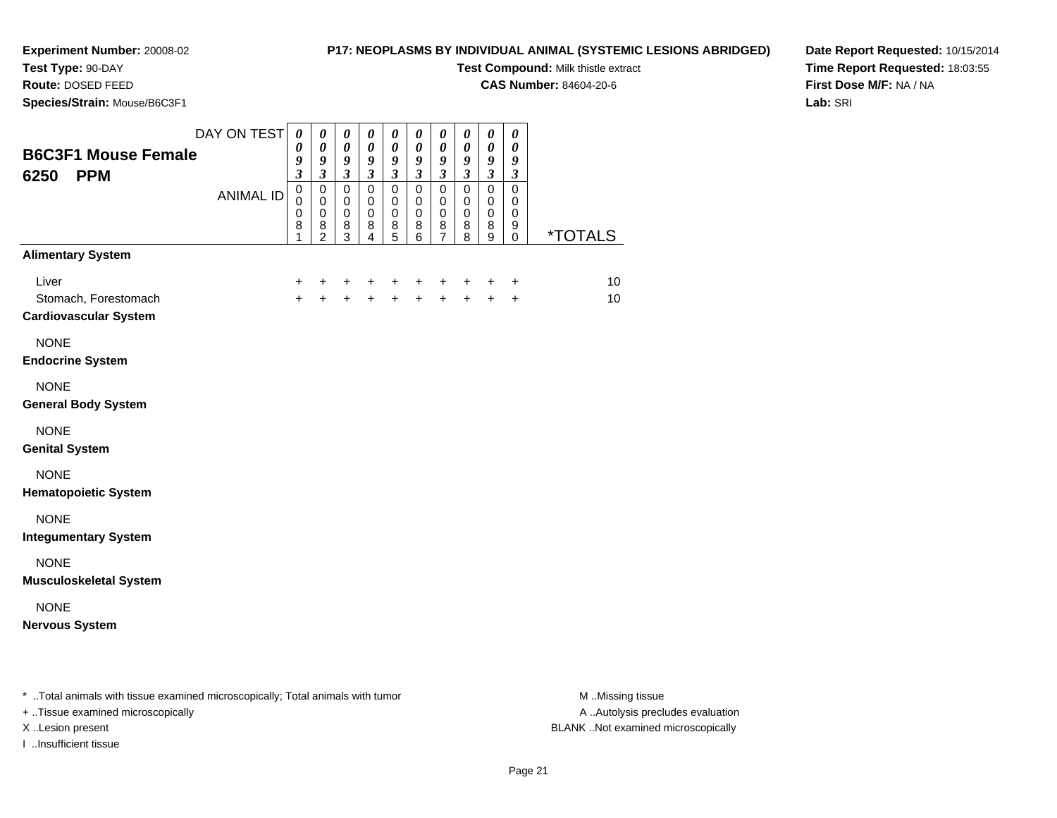**Experiment Number:** 20008-02
**Test Type:** 90-DAY
**Route:** DOSED FEED
**Species/Strain:** Mouse/B6C3F1

**P17: NEOPLASMS BY INDIVIDUAL ANIMAL (SYSTEMIC LESIONS ABRIDGED)**
**Test Compound:** Milk thistle extract
**CAS Number:** 84604-20-6

**Date Report Requested:** 10/15/2014
**Time Report Requested:** 18:03:55
**First Dose M/F:** NA / NA
**Lab:** SRI

## B6C3F1 Mouse Female 6250 PPM

| DAY ON TEST | 0093 | 0093 | 0093 | 0093 | 0093 | 0093 | 0093 | 0093 | 0093 | 0093 | |
|---|---|---|---|---|---|---|---|---|---|---|---|
| ANIMAL ID | 00081 | 00082 | 00083 | 00084 | 00085 | 00086 | 00087 | 00088 | 00089 | 00090 | *TOTALS |
| **Alimentary System** | | | | | | | | | | | |
| Liver | + | + | + | + | + | + | + | + | + | + | 10 |
| Stomach, Forestomach | + | + | + | + | + | + | + | + | + | + | 10 |
| **Cardiovascular System** | | | | | | | | | | | |
| NONE | | | | | | | | | | | |
| **Endocrine System** | | | | | | | | | | | |
| NONE | | | | | | | | | | | |
| **General Body System** | | | | | | | | | | | |
| NONE | | | | | | | | | | | |
| **Genital System** | | | | | | | | | | | |
| NONE | | | | | | | | | | | |
| **Hematopoietic System** | | | | | | | | | | | |
| NONE | | | | | | | | | | | |
| **Integumentary System** | | | | | | | | | | | |
| NONE | | | | | | | | | | | |
| **Musculoskeletal System** | | | | | | | | | | | |
| NONE | | | | | | | | | | | |
| **Nervous System** | | | | | | | | | | | |

* ..Total animals with tissue examined microscopically; Total animals with tumor
+ ..Tissue examined microscopically
X ..Lesion present
I ..Insufficient tissue

M ..Missing tissue
A ..Autolysis precludes evaluation
BLANK ..Not examined microscopically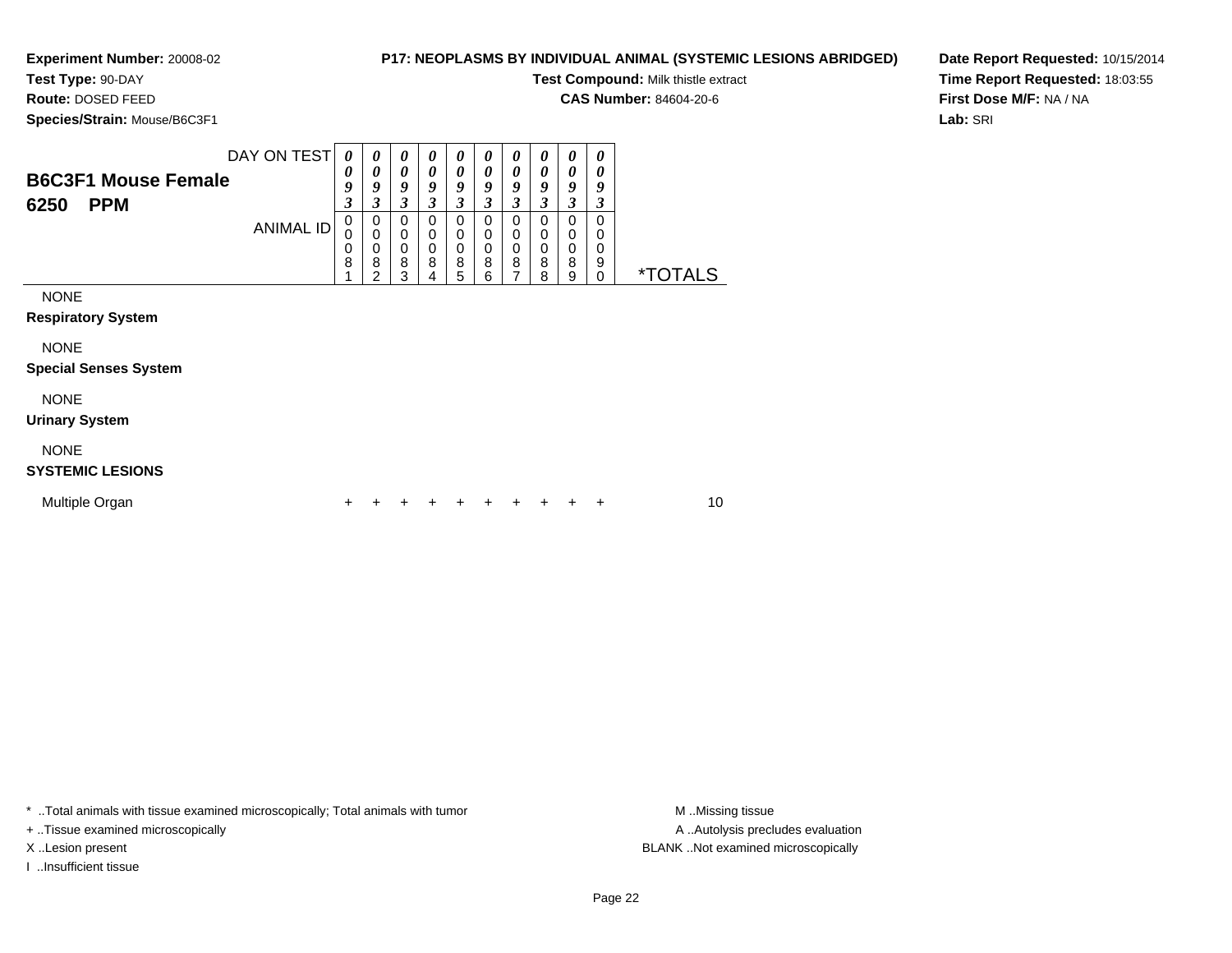**Experiment Number:** 20008-02
**Test Type:** 90-DAY
**Route:** DOSED FEED
**Species/Strain:** Mouse/B6C3F1

**P17: NEOPLASMS BY INDIVIDUAL ANIMAL (SYSTEMIC LESIONS ABRIDGED)**
**Test Compound:** Milk thistle extract
**CAS Number:** 84604-20-6

**Date Report Requested:** 10/15/2014
**Time Report Requested:** 18:03:55
**First Dose M/F:** NA / NA
**Lab:** SRI

## B6C3F1 Mouse Female 6250 PPM

| DAY ON TEST | 0093 | 0093 | 0093 | 0093 | 0093 | 0093 | 0093 | 0093 | 0093 | 0093 | |
|---|---|---|---|---|---|---|---|---|---|---|---|
| ANIMAL ID | 00081 | 00082 | 00083 | 00084 | 00085 | 00086 | 00087 | 00088 | 00089 | 00090 | *TOTALS |
| NONE | | | | | | | | | | | |
| **Respiratory System** | | | | | | | | | | | |
| NONE | | | | | | | | | | | |
| **Special Senses System** | | | | | | | | | | | |
| NONE | | | | | | | | | | | |
| **Urinary System** | | | | | | | | | | | |
| NONE | | | | | | | | | | | |
| **SYSTEMIC LESIONS** | | | | | | | | | | | |
| Multiple Organ | + | + | + | + | + | + | + | + | + | + | 10 |

* ..Total animals with tissue examined microscopically; Total animals with tumor
+ ..Tissue examined microscopically
X ..Lesion present
I ..Insufficient tissue

M ..Missing tissue
A ..Autolysis precludes evaluation
BLANK ..Not examined microscopically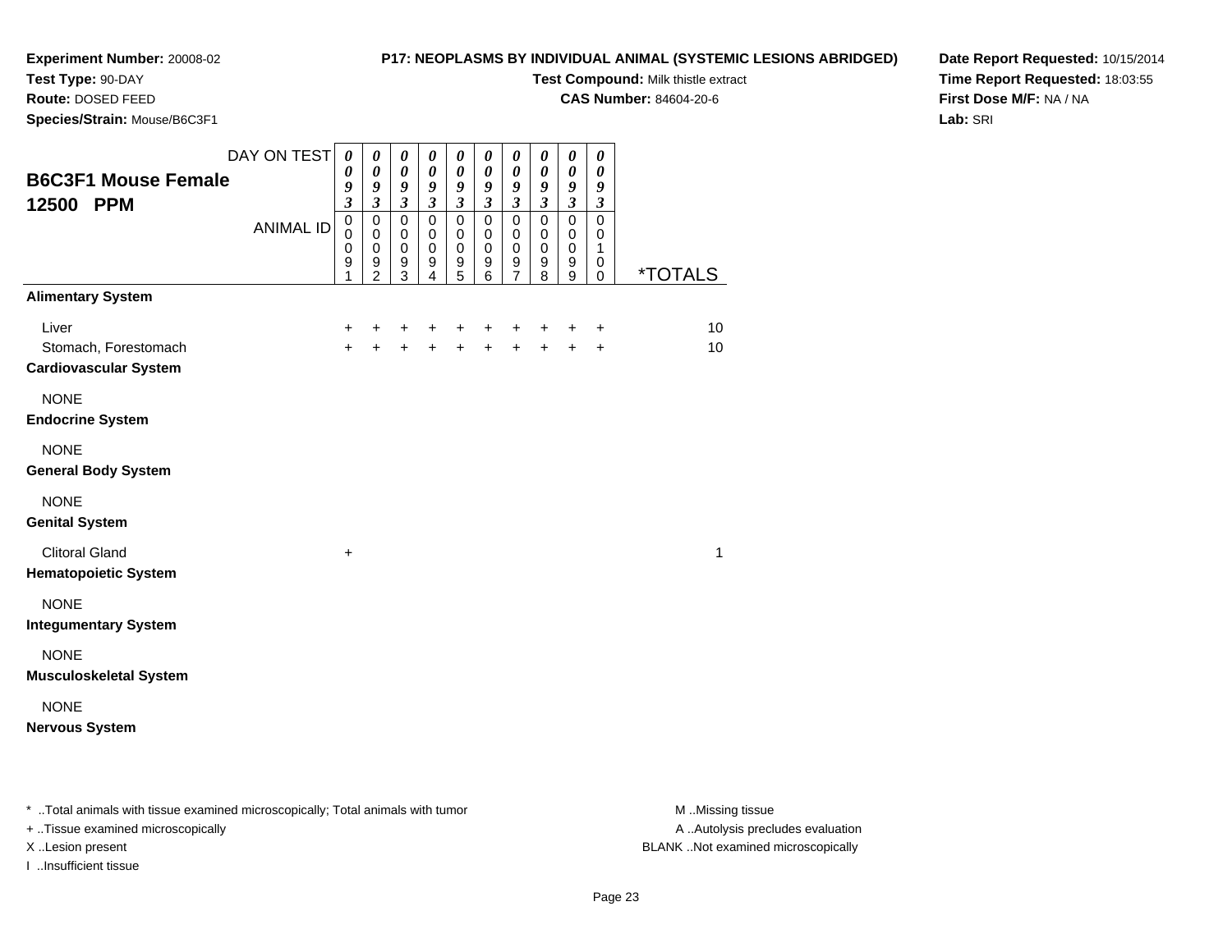**Experiment Number:** 20008-02
**Test Type:** 90-DAY
**Route:** DOSED FEED
**Species/Strain:** Mouse/B6C3F1

**P17: NEOPLASMS BY INDIVIDUAL ANIMAL (SYSTEMIC LESIONS ABRIDGED)**
**Test Compound:** Milk thistle extract
**CAS Number:** 84604-20-6

**Date Report Requested:** 10/15/2014
**Time Report Requested:** 18:03:55
**First Dose M/F:** NA / NA
**Lab:** SRI

## B6C3F1 Mouse Female
## 12500 PPM

| DAY ON TEST | 0093 | 0093 | 0093 | 0093 | 0093 | 0093 | 0093 | 0093 | 0093 | 0093 | |
|---|---|---|---|---|---|---|---|---|---|---|---|
| **ANIMAL ID** | 00091 | 00092 | 00093 | 00094 | 00095 | 00096 | 00097 | 00098 | 00099 | 00100 | ***TOTALS** |
| **Alimentary System** | | | | | | | | | | | |
| Liver | + | + | + | + | + | + | + | + | + | + | 10 |
| Stomach, Forestomach | + | + | + | + | + | + | + | + | + | + | 10 |
| **Cardiovascular System** | | | | | | | | | | | |
| NONE | | | | | | | | | | | |
| **Endocrine System** | | | | | | | | | | | |
| NONE | | | | | | | | | | | |
| **General Body System** | | | | | | | | | | | |
| NONE | | | | | | | | | | | |
| **Genital System** | | | | | | | | | | | |
| Clitoral Gland | + | | | | | | | | | | 1 |
| **Hematopoietic System** | | | | | | | | | | | |
| NONE | | | | | | | | | | | |
| **Integumentary System** | | | | | | | | | | | |
| NONE | | | | | | | | | | | |
| **Musculoskeletal System** | | | | | | | | | | | |
| NONE | | | | | | | | | | | |
| **Nervous System** | | | | | | | | | | | |

* ..Total animals with tissue examined microscopically; Total animals with tumor
+ ..Tissue examined microscopically
X ..Lesion present
I ..Insufficient tissue

M ..Missing tissue
A ..Autolysis precludes evaluation
BLANK ..Not examined microscopically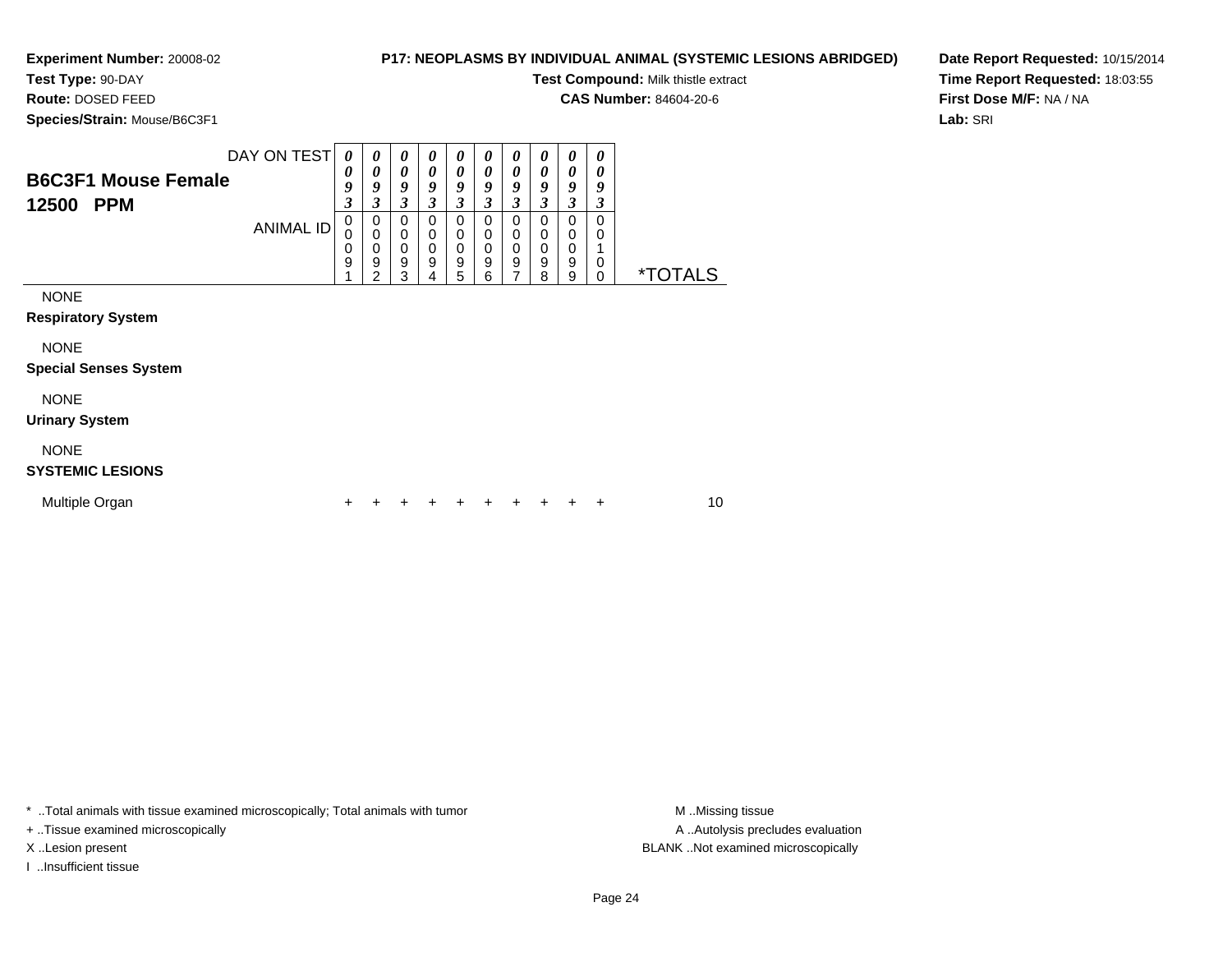**Experiment Number:** 20008-02

**Test Type:** 90-DAY

**Route:** DOSED FEED

**Species/Strain:** Mouse/B6C3F1

## P17: NEOPLASMS BY INDIVIDUAL ANIMAL (SYSTEMIC LESIONS ABRIDGED)

**Test Compound:** Milk thistle extract

**CAS Number:** 84604-20-6

**Date Report Requested:** 10/15/2014

**Time Report Requested:** 18:03:55

**First Dose M/F:** NA / NA

**Lab:** SRI

### B6C3F1 Mouse Female 12500 PPM

| DAY ON TEST | 0093 | 0093 | 0093 | 0093 | 0093 | 0093 | 0093 | 0093 | 0093 | 0093 | |
|---|---|---|---|---|---|---|---|---|---|---|---|
| ANIMAL ID | 00091 | 00092 | 00093 | 00094 | 00095 | 00096 | 00097 | 00098 | 00099 | 00100 | *TOTALS |
| NONE | | | | | | | | | | | |
| **Respiratory System** | | | | | | | | | | | |
| NONE | | | | | | | | | | | |
| **Special Senses System** | | | | | | | | | | | |
| NONE | | | | | | | | | | | |
| **Urinary System** | | | | | | | | | | | |
| NONE | | | | | | | | | | | |
| **SYSTEMIC LESIONS** | | | | | | | | | | | |
| Multiple Organ | + | + | + | + | + | + | + | + | + | + | 10 |

* ..Total animals with tissue examined microscopically; Total animals with tumor

+ ..Tissue examined microscopically

X ..Lesion present

I ..Insufficient tissue

M ..Missing tissue

A ..Autolysis precludes evaluation

BLANK ..Not examined microscopically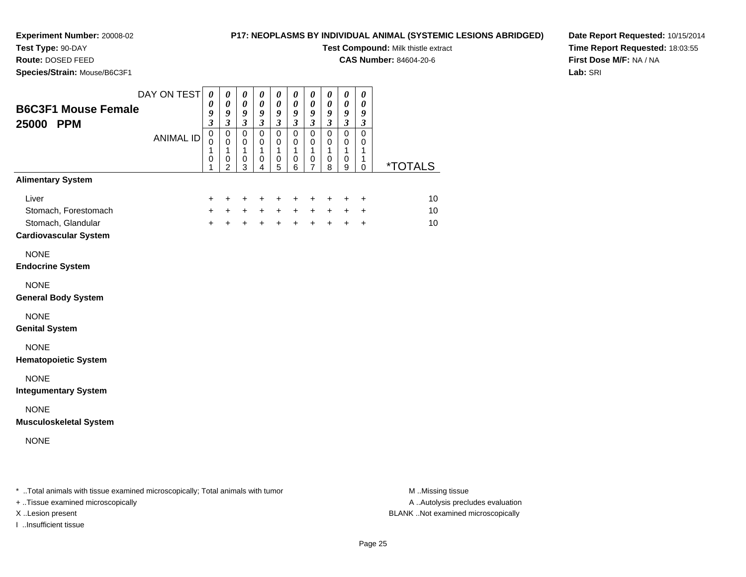**Experiment Number:** 20008-02
**Test Type:** 90-DAY
**Route:** DOSED FEED
**Species/Strain:** Mouse/B6C3F1

**P17: NEOPLASMS BY INDIVIDUAL ANIMAL (SYSTEMIC LESIONS ABRIDGED)**
**Test Compound:** Milk thistle extract
**CAS Number:** 84604-20-6

**Date Report Requested:** 10/15/2014
**Time Report Requested:** 18:03:55
**First Dose M/F:** NA / NA
**Lab:** SRI

## B6C3F1 Mouse Female 25000 PPM

| DAY ON TEST | 0093 | 0093 | 0093 | 0093 | 0093 | 0093 | 0093 | 0093 | 0093 | 0093 | |
|---|---|---|---|---|---|---|---|---|---|---|---|
| ANIMAL ID | 00101 | 00102 | 00103 | 00104 | 00105 | 00106 | 00107 | 00108 | 00109 | 00110 | *TOTALS |
| **Alimentary System** | | | | | | | | | | | |
| Liver | + | + | + | + | + | + | + | + | + | + | 10 |
| Stomach, Forestomach | + | + | + | + | + | + | + | + | + | + | 10 |
| Stomach, Glandular | + | + | + | + | + | + | + | + | + | + | 10 |
| **Cardiovascular System** | | | | | | | | | | | |
| NONE | | | | | | | | | | | |
| **Endocrine System** | | | | | | | | | | | |
| NONE | | | | | | | | | | | |
| **General Body System** | | | | | | | | | | | |
| NONE | | | | | | | | | | | |
| **Genital System** | | | | | | | | | | | |
| NONE | | | | | | | | | | | |
| **Hematopoietic System** | | | | | | | | | | | |
| NONE | | | | | | | | | | | |
| **Integumentary System** | | | | | | | | | | | |
| NONE | | | | | | | | | | | |
| **Musculoskeletal System** | | | | | | | | | | | |
| NONE | | | | | | | | | | | |

* ..Total animals with tissue examined microscopically; Total animals with tumor
+ ..Tissue examined microscopically
X ..Lesion present
I ..Insufficient tissue

M ..Missing tissue
A ..Autolysis precludes evaluation
BLANK ..Not examined microscopically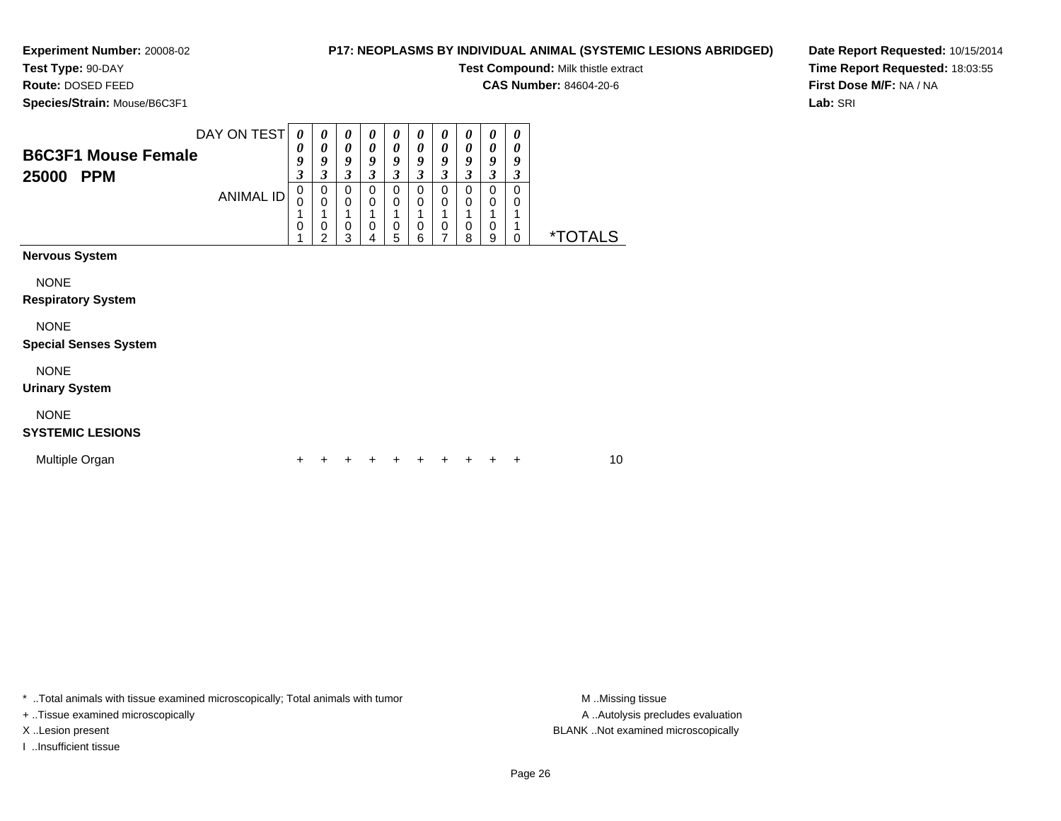**Experiment Number:** 20008-02
**Test Type:** 90-DAY
**Route:** DOSED FEED
**Species/Strain:** Mouse/B6C3F1

**P17: NEOPLASMS BY INDIVIDUAL ANIMAL (SYSTEMIC LESIONS ABRIDGED)**
**Test Compound:** Milk thistle extract
**CAS Number:** 84604-20-6

**Date Report Requested:** 10/15/2014
**Time Report Requested:** 18:03:55
**First Dose M/F:** NA / NA
**Lab:** SRI

## B6C3F1 Mouse Female
## 25000 PPM

| DAY ON TEST | 0093 | 0093 | 0093 | 0093 | 0093 | 0093 | 0093 | 0093 | 0093 | 0093 | |
|---|---|---|---|---|---|---|---|---|---|---|---|
| ANIMAL ID | 00101 | 00102 | 00103 | 00104 | 00105 | 00106 | 00107 | 00108 | 00109 | 00110 | *TOTALS |
| **Nervous System** | | | | | | | | | | | |
| NONE | | | | | | | | | | | |
| **Respiratory System** | | | | | | | | | | | |
| NONE | | | | | | | | | | | |
| **Special Senses System** | | | | | | | | | | | |
| NONE | | | | | | | | | | | |
| **Urinary System** | | | | | | | | | | | |
| NONE | | | | | | | | | | | |
| **SYSTEMIC LESIONS** | | | | | | | | | | | |
| Multiple Organ | + | + | + | + | + | + | + | + | + | + | 10 |

* ..Total animals with tissue examined microscopically; Total animals with tumor
+ ..Tissue examined microscopically
X ..Lesion present
I ..Insufficient tissue

M ..Missing tissue
A ..Autolysis precludes evaluation
BLANK ..Not examined microscopically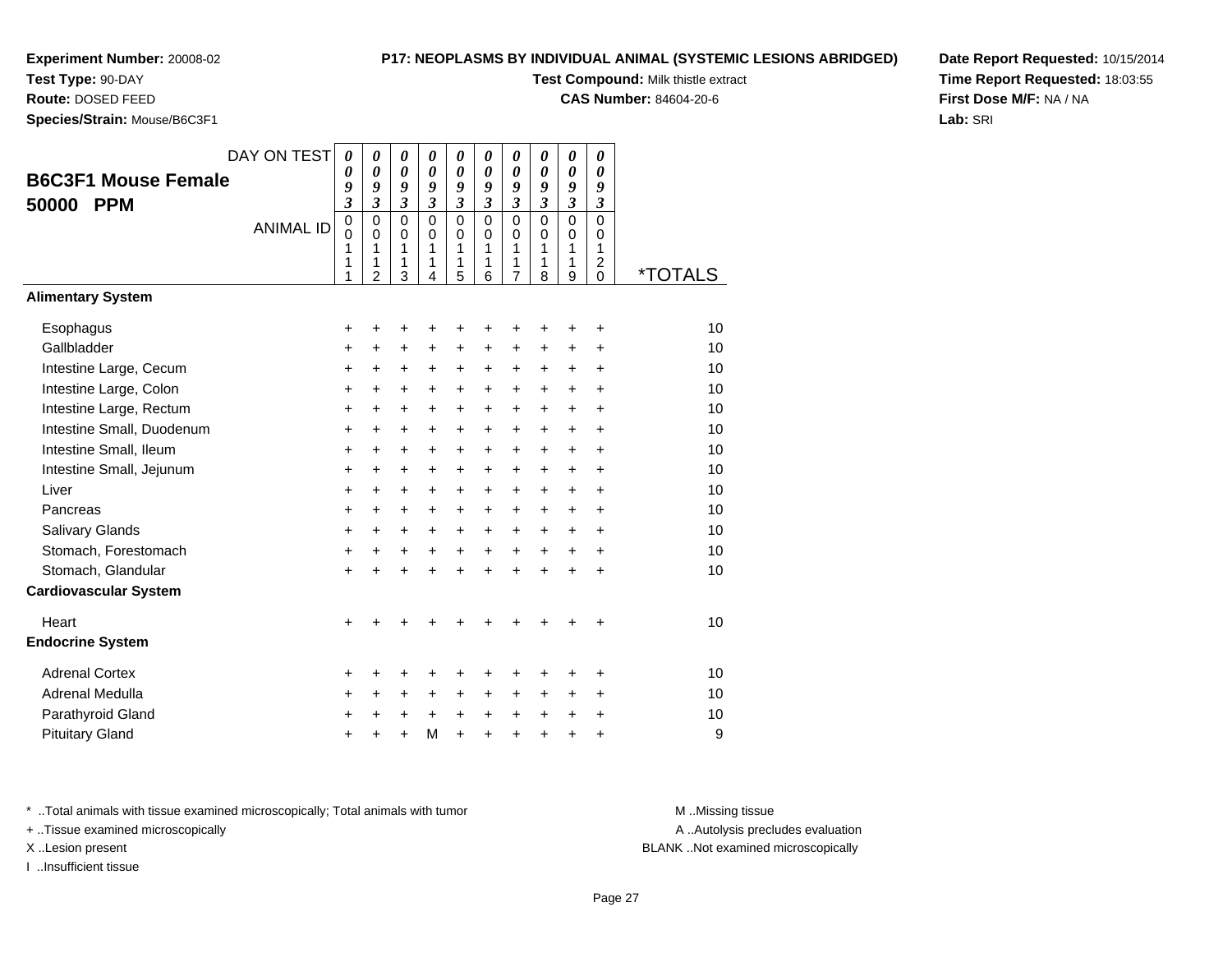**Experiment Number:** 20008-02
**Test Type:** 90-DAY
**Route:** DOSED FEED
**Species/Strain:** Mouse/B6C3F1

**P17: NEOPLASMS BY INDIVIDUAL ANIMAL (SYSTEMIC LESIONS ABRIDGED)**
**Test Compound:** Milk thistle extract
**CAS Number:** 84604-20-6

**Date Report Requested:** 10/15/2014
**Time Report Requested:** 18:03:55
**First Dose M/F:** NA / NA
**Lab:** SRI

## B6C3F1 Mouse Female 50000 PPM

| DAY ON TEST | 0093 | 0093 | 0093 | 0093 | 0093 | 0093 | 0093 | 0093 | 0093 | 0093 | |
|---|---|---|---|---|---|---|---|---|---|---|---|
| ANIMAL ID | 00111 | 00112 | 00113 | 00114 | 00115 | 00116 | 00117 | 00118 | 00119 | 00120 | *TOTALS |
| **Alimentary System** | | | | | | | | | | | |
| Esophagus | + | + | + | + | + | + | + | + | + | + | 10 |
| Gallbladder | + | + | + | + | + | + | + | + | + | + | 10 |
| Intestine Large, Cecum | + | + | + | + | + | + | + | + | + | + | 10 |
| Intestine Large, Colon | + | + | + | + | + | + | + | + | + | + | 10 |
| Intestine Large, Rectum | + | + | + | + | + | + | + | + | + | + | 10 |
| Intestine Small, Duodenum | + | + | + | + | + | + | + | + | + | + | 10 |
| Intestine Small, Ileum | + | + | + | + | + | + | + | + | + | + | 10 |
| Intestine Small, Jejunum | + | + | + | + | + | + | + | + | + | + | 10 |
| Liver | + | + | + | + | + | + | + | + | + | + | 10 |
| Pancreas | + | + | + | + | + | + | + | + | + | + | 10 |
| Salivary Glands | + | + | + | + | + | + | + | + | + | + | 10 |
| Stomach, Forestomach | + | + | + | + | + | + | + | + | + | + | 10 |
| Stomach, Glandular | + | + | + | + | + | + | + | + | + | + | 10 |
| **Cardiovascular System** | | | | | | | | | | | |
| Heart | + | + | + | + | + | + | + | + | + | + | 10 |
| **Endocrine System** | | | | | | | | | | | |
| Adrenal Cortex | + | + | + | + | + | + | + | + | + | + | 10 |
| Adrenal Medulla | + | + | + | + | + | + | + | + | + | + | 10 |
| Parathyroid Gland | + | + | + | + | + | + | + | + | + | + | 10 |
| Pituitary Gland | + | + | + | M | + | + | + | + | + | + | 9 |

* ..Total animals with tissue examined microscopically; Total animals with tumor
+ ..Tissue examined microscopically
X ..Lesion present
I ..Insufficient tissue

M ..Missing tissue
A ..Autolysis precludes evaluation
BLANK ..Not examined microscopically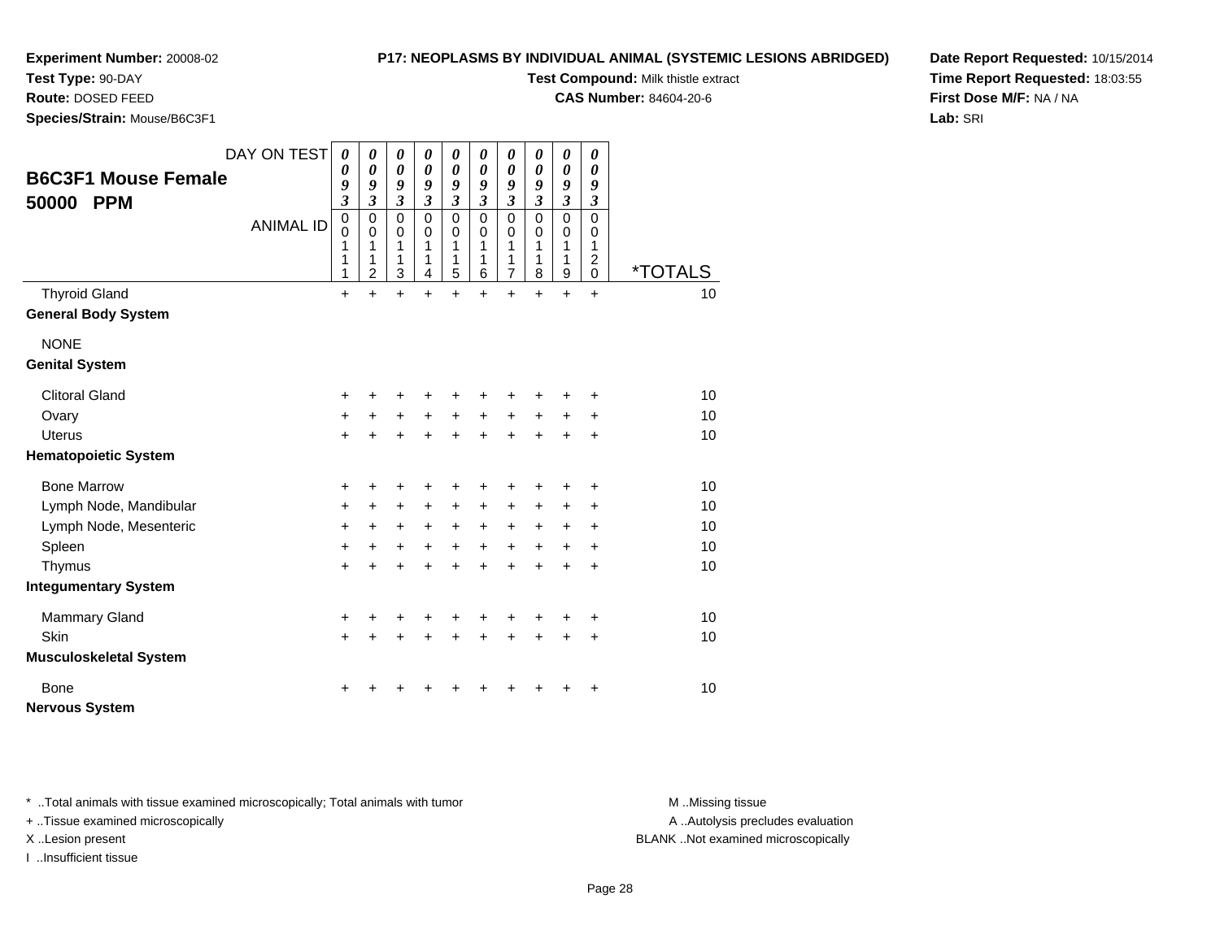**Experiment Number:** 20008-02

**Test Type:** 90-DAY

**Route:** DOSED FEED

**Species/Strain:** Mouse/B6C3F1

**P17: NEOPLASMS BY INDIVIDUAL ANIMAL (SYSTEMIC LESIONS ABRIDGED)**

**Test Compound:** Milk thistle extract

**CAS Number:** 84604-20-6

**Date Report Requested:** 10/15/2014

**Time Report Requested:** 18:03:55

**First Dose M/F:** NA / NA

**Lab:** SRI

## B6C3F1 Mouse Female 50000 PPM

| DAY ON TEST | 0093 | 0093 | 0093 | 0093 | 0093 | 0093 | 0093 | 0093 | 0093 | 0093 | |
|---|---|---|---|---|---|---|---|---|---|---|---|
| ANIMAL ID | 00111 | 00112 | 00113 | 00114 | 00115 | 00116 | 00117 | 00118 | 00119 | 00120 | *TOTALS |
| Thyroid Gland | + | + | + | + | + | + | + | + | + | + | 10 |
| **General Body System** | | | | | | | | | | | |
| NONE | | | | | | | | | | | |
| **Genital System** | | | | | | | | | | | |
| Clitoral Gland | + | + | + | + | + | + | + | + | + | + | 10 |
| Ovary | + | + | + | + | + | + | + | + | + | + | 10 |
| Uterus | + | + | + | + | + | + | + | + | + | + | 10 |
| **Hematopoietic System** | | | | | | | | | | | |
| Bone Marrow | + | + | + | + | + | + | + | + | + | + | 10 |
| Lymph Node, Mandibular | + | + | + | + | + | + | + | + | + | + | 10 |
| Lymph Node, Mesenteric | + | + | + | + | + | + | + | + | + | + | 10 |
| Spleen | + | + | + | + | + | + | + | + | + | + | 10 |
| Thymus | + | + | + | + | + | + | + | + | + | + | 10 |
| **Integumentary System** | | | | | | | | | | | |
| Mammary Gland | + | + | + | + | + | + | + | + | + | + | 10 |
| Skin | + | + | + | + | + | + | + | + | + | + | 10 |
| **Musculoskeletal System** | | | | | | | | | | | |
| Bone | + | + | + | + | + | + | + | + | + | + | 10 |
| **Nervous System** | | | | | | | | | | | |

\* ..Total animals with tissue examined microscopically; Total animals with tumor

\+ ..Tissue examined microscopically

X ..Lesion present

I ..Insufficient tissue

M ..Missing tissue

A ..Autolysis precludes evaluation

BLANK ..Not examined microscopically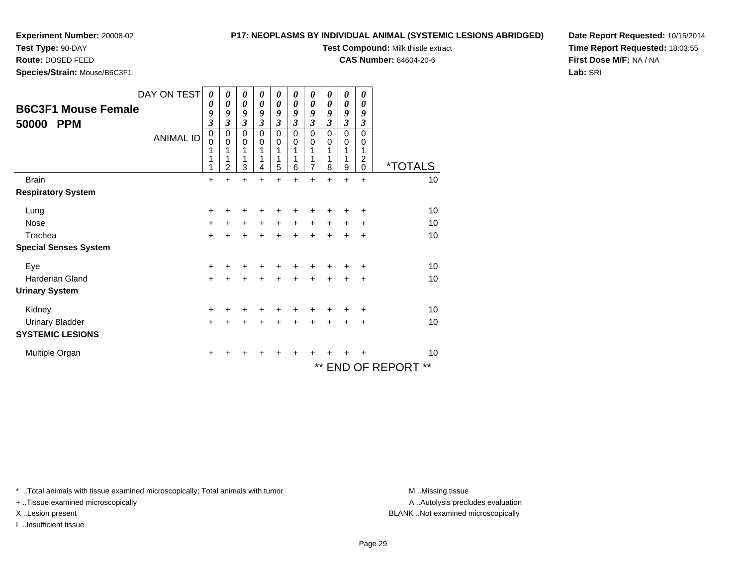**Experiment Number:** 20008-02
**Test Type:** 90-DAY
**Route:** DOSED FEED
**Species/Strain:** Mouse/B6C3F1

**P17: NEOPLASMS BY INDIVIDUAL ANIMAL (SYSTEMIC LESIONS ABRIDGED)**
**Test Compound:** Milk thistle extract
**CAS Number:** 84604-20-6

**Date Report Requested:** 10/15/2014
**Time Report Requested:** 18:03:55
**First Dose M/F:** NA / NA
**Lab:** SRI

## B6C3F1 Mouse Female
## 50000 PPM

| DAY ON TEST | 0093 | 0093 | 0093 | 0093 | 0093 | 0093 | 0093 | 0093 | 0093 | 0093 | |
|---|---|---|---|---|---|---|---|---|---|---|---|
| ANIMAL ID | 00111 | 00112 | 00113 | 00114 | 00115 | 00116 | 00117 | 00118 | 00119 | 00120 | *TOTALS |
| Brain | + | + | + | + | + | + | + | + | + | + | 10 |
| **Respiratory System** | | | | | | | | | | | |
| Lung | + | + | + | + | + | + | + | + | + | + | 10 |
| Nose | + | + | + | + | + | + | + | + | + | + | 10 |
| Trachea | + | + | + | + | + | + | + | + | + | + | 10 |
| **Special Senses System** | | | | | | | | | | | |
| Eye | + | + | + | + | + | + | + | + | + | + | 10 |
| Harderian Gland | + | + | + | + | + | + | + | + | + | + | 10 |
| **Urinary System** | | | | | | | | | | | |
| Kidney | + | + | + | + | + | + | + | + | + | + | 10 |
| Urinary Bladder | + | + | + | + | + | + | + | + | + | + | 10 |
| **SYSTEMIC LESIONS** | | | | | | | | | | | |
| Multiple Organ | + | + | + | + | + | + | + | + | + | + | 10 |

** END OF REPORT **

* ..Total animals with tissue examined microscopically; Total animals with tumor
+ ..Tissue examined microscopically
X ..Lesion present
I ..Insufficient tissue

M ..Missing tissue
A ..Autolysis precludes evaluation
BLANK ..Not examined microscopically